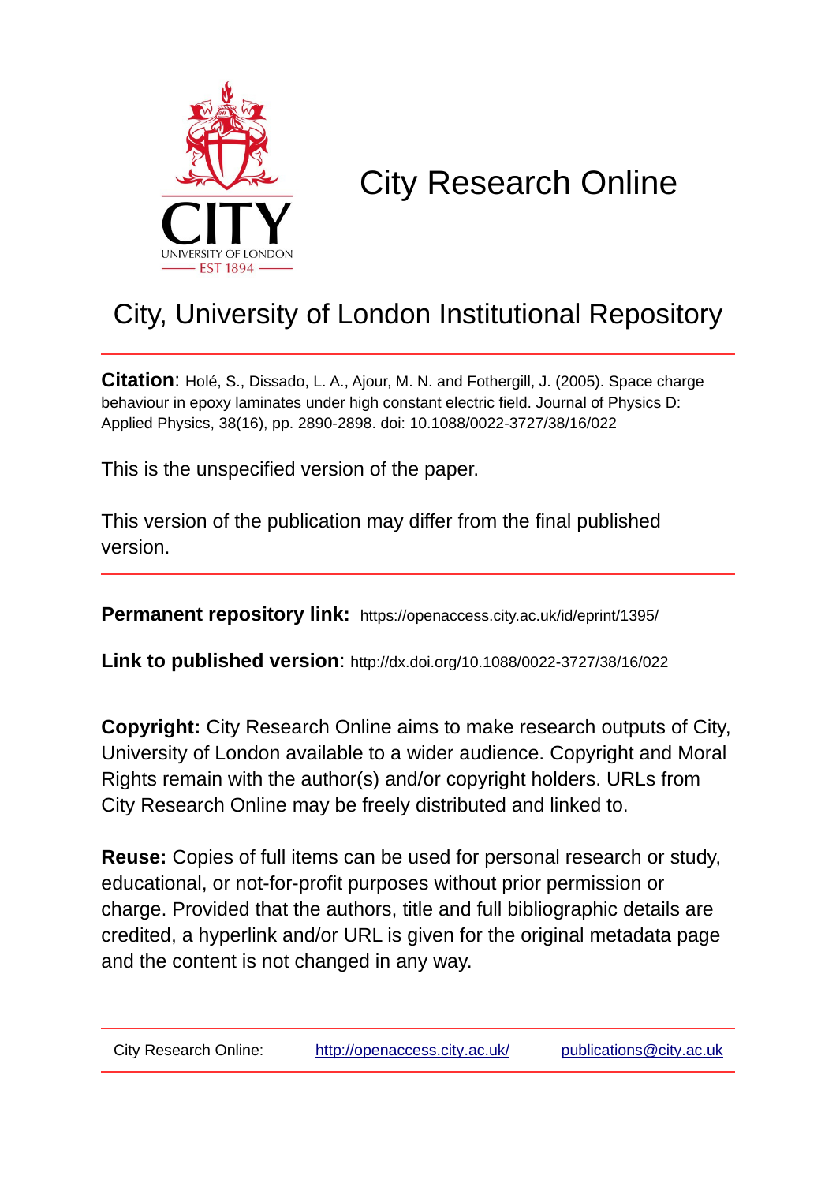# City Research Online

## City, University of London Institutional Repository

**Citation**: Holé, S., Dissado, L. A., Ajour, M. N. and Fothergill, J. (2005). Space charge behaviour in epoxy laminates under high constant electric field. Journal of Physics D: Applied Physics, 38(16), pp. 2890-2898. doi: 10.1088/0022-3727/38/16/022

This is the unspecified version of the paper.

This version of the publication may differ from the final published version.

**Permanent repository link:** https://openaccess.city.ac.uk/id/eprint/1395/

**Link to published version**: http://dx.doi.org/10.1088/0022-3727/38/16/022

**Copyright:** City Research Online aims to make research outputs of City, University of London available to a wider audience. Copyright and Moral Rights remain with the author(s) and/or copyright holders. URLs from City Research Online may be freely distributed and linked to.

**Reuse:** Copies of full items can be used for personal research or study, educational, or not-for-profit purposes without prior permission or charge. Provided that the authors, title and full bibliographic details are credited, a hyperlink and/or URL is given for the original metadata page and the content is not changed in any way.

City Research Online: http://openaccess.city.ac.uk/ publications@city.ac.uk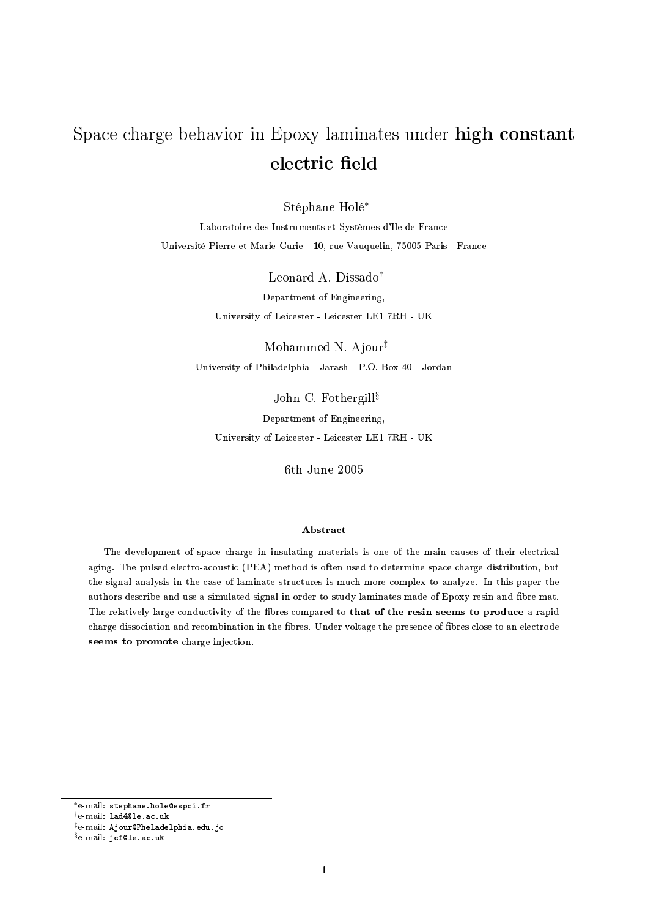# Space charge behavior in Epoxy laminates under **high constant electric field**

Stéphane Holé[*]

Laboratoire des Instruments et Systèmes d'Ile de France

Université Pierre et Marie Curie - 10, rue Vauquelin, 75005 Paris - France

Leonard A. Dissado[†]

Department of Engineering,

University of Leicester - Leicester LE1 7RH - UK

Mohammed N. Ajour[‡]

University of Philadelphia - Jarash - P.O. Box 40 - Jordan

John C. Fothergill[§]

Department of Engineering,

University of Leicester - Leicester LE1 7RH - UK

6th June 2005

**Abstract**

The development of space charge in insulating materials is one of the main causes of their electrical aging. The pulsed electro-acoustic (PEA) method is often used to determine space charge distribution, but the signal analysis in the case of laminate structures is much more complex to analyze. In this paper the authors describe and use a simulated signal in order to study laminates made of Epoxy resin and fibre mat. The relatively large conductivity of the fibres compared to **that of the resin seems to produce** a rapid charge dissociation and recombination in the fibres. Under voltage the presence of fibres close to an electrode **seems to promote** charge injection.

---

[*] e-mail: `stephane.hole@espci.fr`

[†] e-mail: `lad4@le.ac.uk`

[‡] e-mail: `Ajour@Pheladelphia.edu.jo`

[§] e-mail: `jcf@le.ac.uk`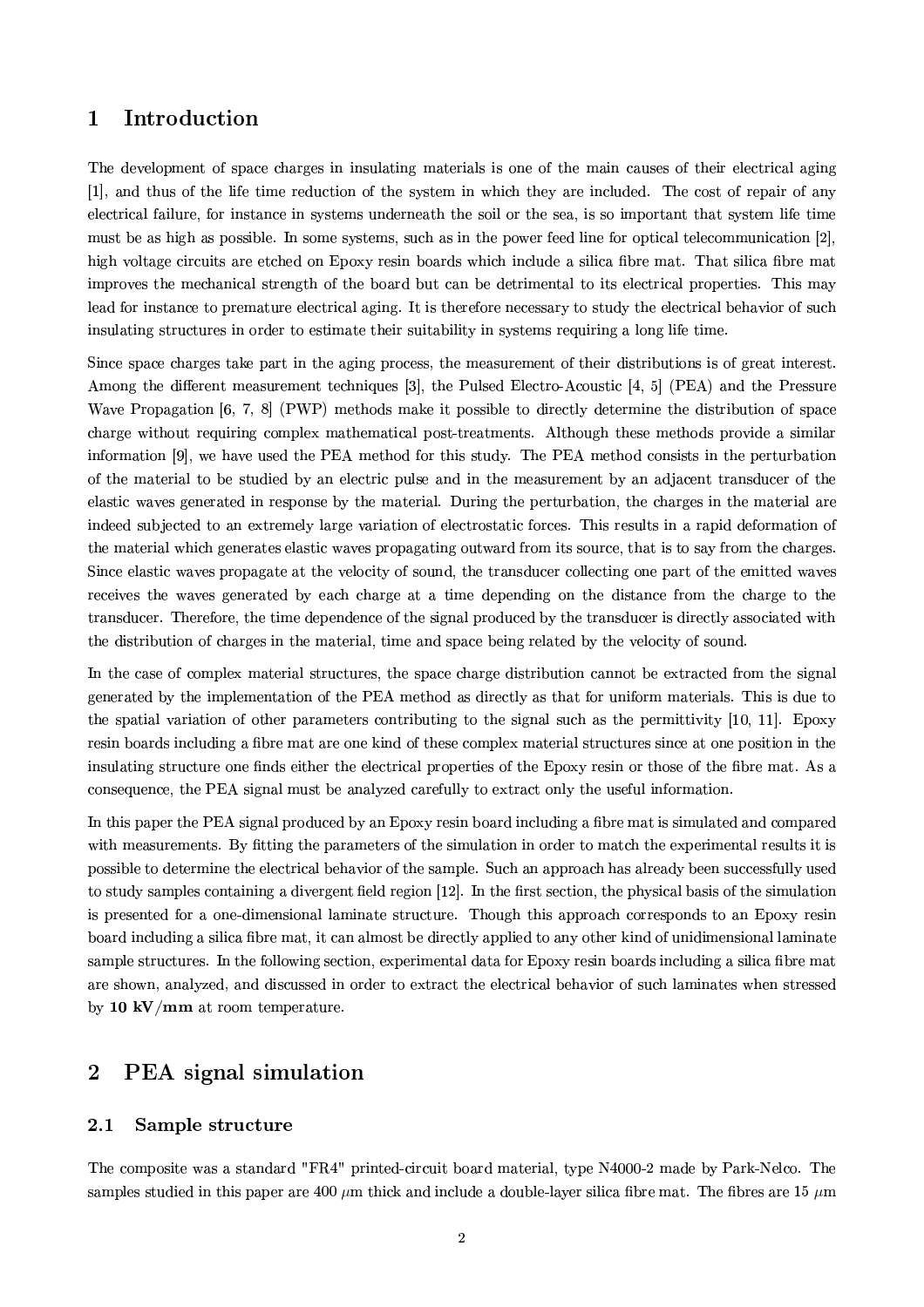# 1 Introduction

The development of space charges in insulating materials is one of the main causes of their electrical aging [1], and thus of the life time reduction of the system in which they are included. The cost of repair of any electrical failure, for instance in systems underneath the soil or the sea, is so important that system life time must be as high as possible. In some systems, such as in the power feed line for optical telecommunication [2], high voltage circuits are etched on Epoxy resin boards which include a silica fibre mat. That silica fibre mat improves the mechanical strength of the board but can be detrimental to its electrical properties. This may lead for instance to premature electrical aging. It is therefore necessary to study the electrical behavior of such insulating structures in order to estimate their suitability in systems requiring a long life time.

Since space charges take part in the aging process, the measurement of their distributions is of great interest. Among the different measurement techniques [3], the Pulsed Electro-Acoustic [4, 5] (PEA) and the Pressure Wave Propagation [6, 7, 8] (PWP) methods make it possible to directly determine the distribution of space charge without requiring complex mathematical post-treatments. Although these methods provide a similar information [9], we have used the PEA method for this study. The PEA method consists in the perturbation of the material to be studied by an electric pulse and in the measurement by an adjacent transducer of the elastic waves generated in response by the material. During the perturbation, the charges in the material are indeed subjected to an extremely large variation of electrostatic forces. This results in a rapid deformation of the material which generates elastic waves propagating outward from its source, that is to say from the charges. Since elastic waves propagate at the velocity of sound, the transducer collecting one part of the emitted waves receives the waves generated by each charge at a time depending on the distance from the charge to the transducer. Therefore, the time dependence of the signal produced by the transducer is directly associated with the distribution of charges in the material, time and space being related by the velocity of sound.

In the case of complex material structures, the space charge distribution cannot be extracted from the signal generated by the implementation of the PEA method as directly as that for uniform materials. This is due to the spatial variation of other parameters contributing to the signal such as the permittivity [10, 11]. Epoxy resin boards including a fibre mat are one kind of these complex material structures since at one position in the insulating structure one finds either the electrical properties of the Epoxy resin or those of the fibre mat. As a consequence, the PEA signal must be analyzed carefully to extract only the useful information.

In this paper the PEA signal produced by an Epoxy resin board including a fibre mat is simulated and compared with measurements. By fitting the parameters of the simulation in order to match the experimental results it is possible to determine the electrical behavior of the sample. Such an approach has already been successfully used to study samples containing a divergent field region [12]. In the first section, the physical basis of the simulation is presented for a one-dimensional laminate structure. Though this approach corresponds to an Epoxy resin board including a silica fibre mat, it can almost be directly applied to any other kind of unidimensional laminate sample structures. In the following section, experimental data for Epoxy resin boards including a silica fibre mat are shown, analyzed, and discussed in order to extract the electrical behavior of such laminates when stressed by **10 kV/mm** at room temperature.

# 2 PEA signal simulation

## 2.1 Sample structure

The composite was a standard "FR4" printed-circuit board material, type N4000-2 made by Park-Nelco. The samples studied in this paper are 400 $\mu$m thick and include a double-layer silica fibre mat. The fibres are 15 $\mu$m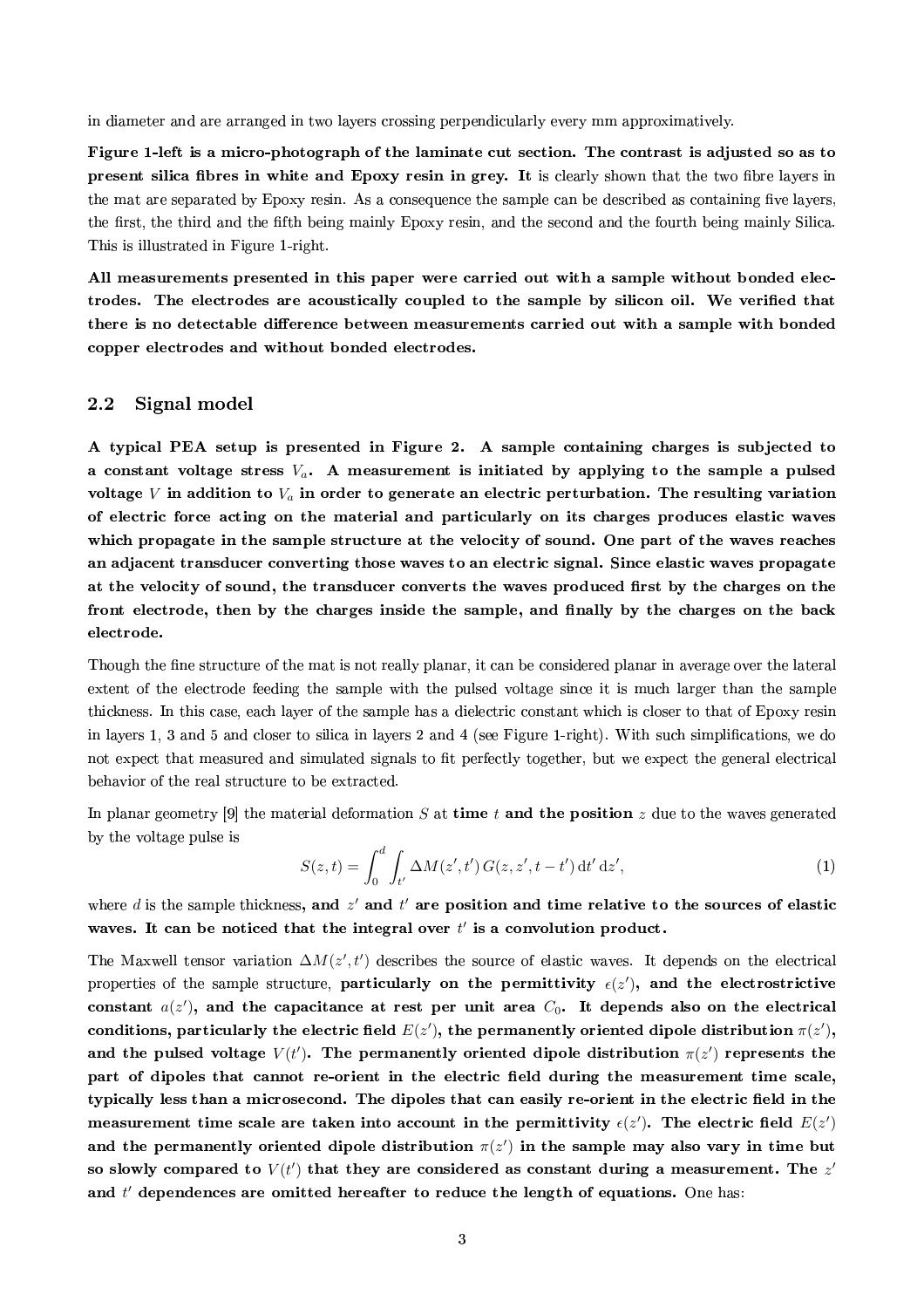in diameter and are arranged in two layers crossing perpendicularly every mm approximatively.

**Figure 1-left is a micro-photograph of the laminate cut section. The contrast is adjusted so as to present silica fibres in white and Epoxy resin in grey. It** is clearly shown that the two fibre layers in the mat are separated by Epoxy resin. As a consequence the sample can be described as containing five layers, the first, the third and the fifth being mainly Epoxy resin, and the second and the fourth being mainly Silica. This is illustrated in Figure 1-right.

**All measurements presented in this paper were carried out with a sample without bonded electrodes. The electrodes are acoustically coupled to the sample by silicon oil. We verified that there is no detectable difference between measurements carried out with a sample with bonded copper electrodes and without bonded electrodes.**

## 2.2 Signal model

**A typical PEA setup is presented in Figure 2. A sample containing charges is subjected to a constant voltage stress $V_a$. A measurement is initiated by applying to the sample a pulsed voltage $V$ in addition to $V_a$ in order to generate an electric perturbation. The resulting variation of electric force acting on the material and particularly on its charges produces elastic waves which propagate in the sample structure at the velocity of sound. One part of the waves reaches an adjacent transducer converting those waves to an electric signal. Since elastic waves propagate at the velocity of sound, the transducer converts the waves produced first by the charges on the front electrode, then by the charges inside the sample, and finally by the charges on the back electrode.**

Though the fine structure of the mat is not really planar, it can be considered planar in average over the lateral extent of the electrode feeding the sample with the pulsed voltage since it is much larger than the sample thickness. In this case, each layer of the sample has a dielectric constant which is closer to that of Epoxy resin in layers 1, 3 and 5 and closer to silica in layers 2 and 4 (see Figure 1-right). With such simplifications, we do not expect that measured and simulated signals to fit perfectly together, but we expect the general electrical behavior of the real structure to be extracted.

In planar geometry [9] the material deformation $S$ at **time $t$ and the position** $z$ due to the waves generated by the voltage pulse is

$$S(z,t) = \int_0^d \int_{t'} \Delta M(z',t')\, G(z,z',t-t')\,\mathrm{d}t'\,\mathrm{d}z', \tag{1}$$

where $d$ is the sample thickness**, and $z'$ and $t'$ are position and time relative to the sources of elastic waves. It can be noticed that the integral over $t'$ is a convolution product.**

The Maxwell tensor variation $\Delta M(z',t')$ describes the source of elastic waves. It depends on the electrical properties of the sample structure, **particularly on the permittivity $\epsilon(z')$, and the electrostrictive constant $a(z')$, and the capacitance at rest per unit area $C_0$. It depends also on the electrical conditions, particularly the electric field $E(z')$, the permanently oriented dipole distribution $\pi(z')$, and the pulsed voltage $V(t')$. The permanently oriented dipole distribution $\pi(z')$ represents the part of dipoles that cannot re-orient in the electric field during the measurement time scale, typically less than a microsecond. The dipoles that can easily re-orient in the electric field in the measurement time scale are taken into account in the permittivity $\epsilon(z')$. The electric field $E(z')$ and the permanently oriented dipole distribution $\pi(z')$ in the sample may also vary in time but so slowly compared to $V(t')$ that they are considered as constant during a measurement. The $z'$ and $t'$ dependences are omitted hereafter to reduce the length of equations.** One has: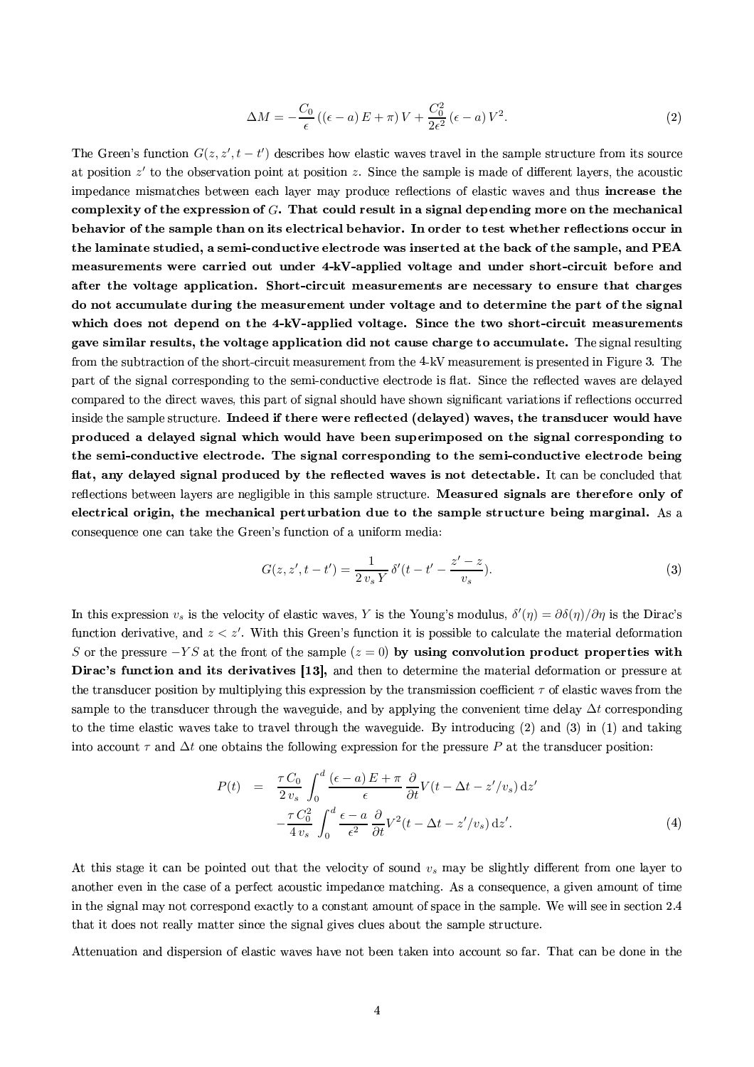$$\Delta M = -\frac{C_0}{\epsilon}\left(\left(\epsilon - a\right)E + \pi\right)V + \frac{C_0^2}{2\epsilon^2}\left(\epsilon - a\right)V^2. \tag{2}$$

The Green's function $G(z, z', t - t')$ describes how elastic waves travel in the sample structure from its source at position $z'$ to the observation point at position $z$. Since the sample is made of different layers, the acoustic impedance mismatches between each layer may produce reflections of elastic waves and thus **increase the complexity of the expression of $G$. That could result in a signal depending more on the mechanical behavior of the sample than on its electrical behavior. In order to test whether reflections occur in the laminate studied, a semi-conductive electrode was inserted at the back of the sample, and PEA measurements were carried out under 4-kV-applied voltage and under short-circuit before and after the voltage application. Short-circuit measurements are necessary to ensure that charges do not accumulate during the measurement under voltage and to determine the part of the signal which does not depend on the 4-kV-applied voltage. Since the two short-circuit measurements gave similar results, the voltage application did not cause charge to accumulate.** The signal resulting from the subtraction of the short-circuit measurement from the 4-kV measurement is presented in Figure 3. The part of the signal corresponding to the semi-conductive electrode is flat. Since the reflected waves are delayed compared to the direct waves, this part of signal should have shown significant variations if reflections occurred inside the sample structure. **Indeed if there were reflected (delayed) waves, the transducer would have produced a delayed signal which would have been superimposed on the signal corresponding to the semi-conductive electrode. The signal corresponding to the semi-conductive electrode being flat, any delayed signal produced by the reflected waves is not detectable.** It can be concluded that reflections between layers are negligible in this sample structure. **Measured signals are therefore only of electrical origin, the mechanical perturbation due to the sample structure being marginal.** As a consequence one can take the Green's function of a uniform media:

$$G(z, z', t - t') = \frac{1}{2\, v_s\, Y}\, \delta'(t - t' - \frac{z' - z}{v_s}). \tag{3}$$

In this expression $v_s$ is the velocity of elastic waves, $Y$ is the Young's modulus, $\delta'(\eta) = \partial\delta(\eta)/\partial\eta$ is the Dirac's function derivative, and $z < z'$. With this Green's function it is possible to calculate the material deformation $S$ or the pressure $-YS$ at the front of the sample ($z = 0$) **by using convolution product properties with Dirac's function and its derivatives [13],** and then to determine the material deformation or pressure at the transducer position by multiplying this expression by the transmission coefficient $\tau$ of elastic waves from the sample to the transducer through the waveguide, and by applying the convenient time delay $\Delta t$ corresponding to the time elastic waves take to travel through the waveguide. By introducing (2) and (3) in (1) and taking into account $\tau$ and $\Delta t$ one obtains the following expression for the pressure $P$ at the transducer position:

$$\begin{aligned} P(t) \quad = \quad & \frac{\tau\, C_0}{2\, v_s} \int_0^d \frac{\left(\epsilon - a\right)E + \pi}{\epsilon}\, \frac{\partial}{\partial t} V(t - \Delta t - z'/v_s)\, \mathrm{d}z' \\ & - \frac{\tau\, C_0^2}{4\, v_s} \int_0^d \frac{\epsilon - a}{\epsilon^2}\, \frac{\partial}{\partial t} V^2(t - \Delta t - z'/v_s)\, \mathrm{d}z'. \end{aligned} \tag{4}$$

At this stage it can be pointed out that the velocity of sound $v_s$ may be slightly different from one layer to another even in the case of a perfect acoustic impedance matching. As a consequence, a given amount of time in the signal may not correspond exactly to a constant amount of space in the sample. We will see in section 2.4 that it does not really matter since the signal gives clues about the sample structure.

Attenuation and dispersion of elastic waves have not been taken into account so far. That can be done in the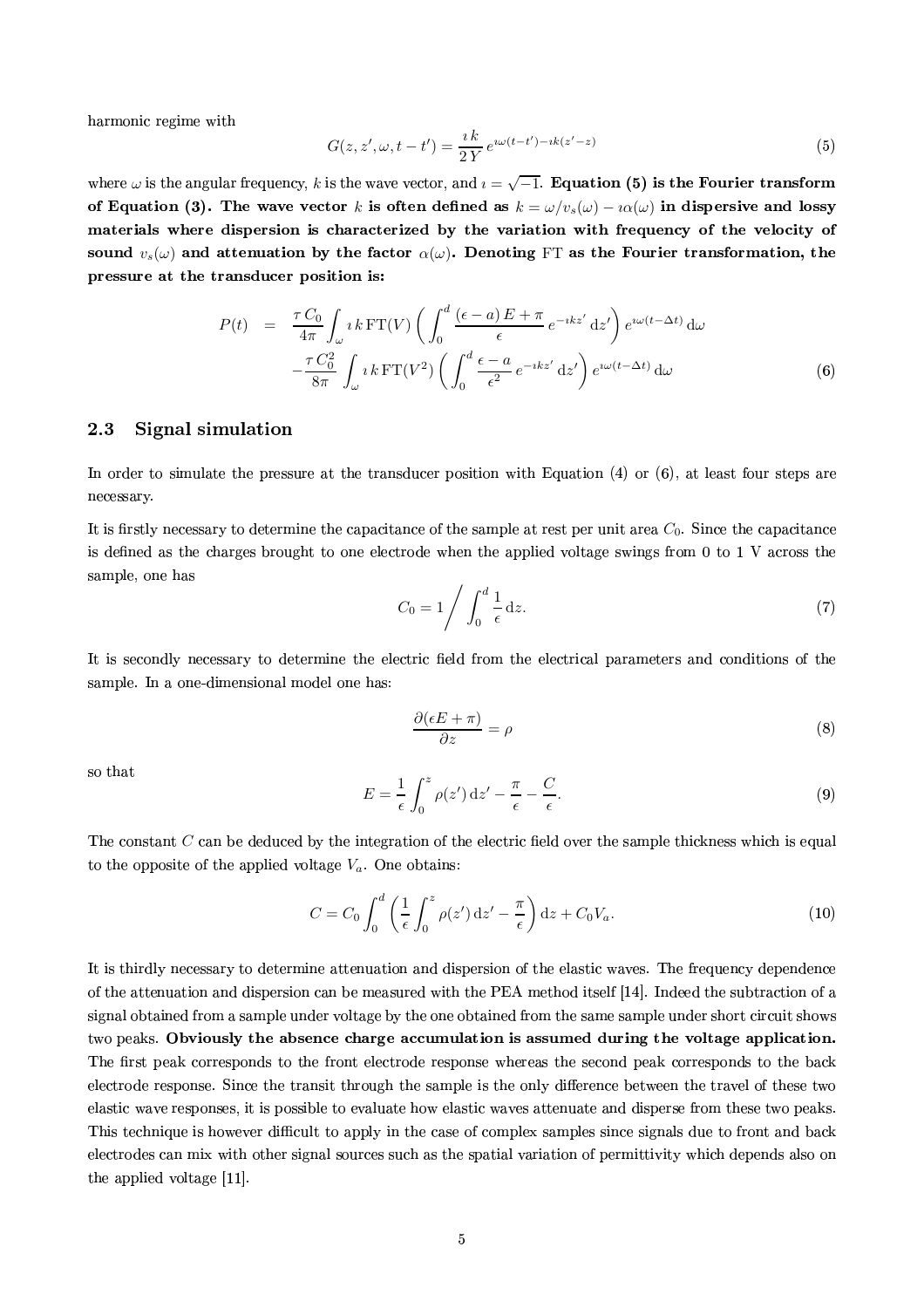harmonic regime with

$$G(z, z', \omega, t-t') = \frac{\imath\, k}{2\, Y}\, e^{\imath\omega(t-t') - \imath k(z'-z)} \tag{5}$$

where $\omega$ is the angular frequency, $k$ is the wave vector, and $\imath = \sqrt{-1}$. **Equation (5) is the Fourier transform of Equation (3). The wave vector $k$ is often defined as $k = \omega/v_s(\omega) - \imath\alpha(\omega)$ in dispersive and lossy materials where dispersion is characterized by the variation with frequency of the velocity of sound $v_s(\omega)$ and attenuation by the factor $\alpha(\omega)$. Denoting FT as the Fourier transformation, the pressure at the transducer position is:**

$$\begin{aligned} P(t) \quad = \quad & \frac{\tau\, C_0}{4\pi} \int_\omega \imath\, k\, \mathrm{FT}(V) \left( \int_0^d \frac{(\epsilon - a)\, E + \pi}{\epsilon}\, e^{-\imath k z'}\, \mathrm{d}z' \right) e^{\imath\omega(t-\Delta t)}\, \mathrm{d}\omega \\ & - \frac{\tau\, C_0^2}{8\pi} \int_\omega \imath\, k\, \mathrm{FT}(V^2) \left( \int_0^d \frac{\epsilon - a}{\epsilon^2}\, e^{-\imath k z'}\, \mathrm{d}z' \right) e^{\imath\omega(t-\Delta t)}\, \mathrm{d}\omega \end{aligned} \tag{6}$$

## 2.3 Signal simulation

In order to simulate the pressure at the transducer position with Equation (4) or (6), at least four steps are necessary.

It is firstly necessary to determine the capacitance of the sample at rest per unit area $C_0$. Since the capacitance is defined as the charges brought to one electrode when the applied voltage swings from 0 to 1 V across the sample, one has

$$C_0 = 1 \bigg/ \int_0^d \frac{1}{\epsilon}\, \mathrm{d}z. \tag{7}$$

It is secondly necessary to determine the electric field from the electrical parameters and conditions of the sample. In a one-dimensional model one has:

$$\frac{\partial(\epsilon E + \pi)}{\partial z} = \rho \tag{8}$$

so that

$$E = \frac{1}{\epsilon} \int_0^z \rho(z')\, \mathrm{d}z' - \frac{\pi}{\epsilon} - \frac{C}{\epsilon}. \tag{9}$$

The constant $C$ can be deduced by the integration of the electric field over the sample thickness which is equal to the opposite of the applied voltage $V_a$. One obtains:

$$C = C_0 \int_0^d \left( \frac{1}{\epsilon} \int_0^z \rho(z')\, \mathrm{d}z' - \frac{\pi}{\epsilon} \right) \mathrm{d}z + C_0 V_a. \tag{10}$$

It is thirdly necessary to determine attenuation and dispersion of the elastic waves. The frequency dependence of the attenuation and dispersion can be measured with the PEA method itself [14]. Indeed the subtraction of a signal obtained from a sample under voltage by the one obtained from the same sample under short circuit shows two peaks. **Obviously the absence charge accumulation is assumed during the voltage application.** The first peak corresponds to the front electrode response whereas the second peak corresponds to the back electrode response. Since the transit through the sample is the only difference between the travel of these two elastic wave responses, it is possible to evaluate how elastic waves attenuate and disperse from these two peaks. This technique is however difficult to apply in the case of complex samples since signals due to front and back electrodes can mix with other signal sources such as the spatial variation of permittivity which depends also on the applied voltage [11].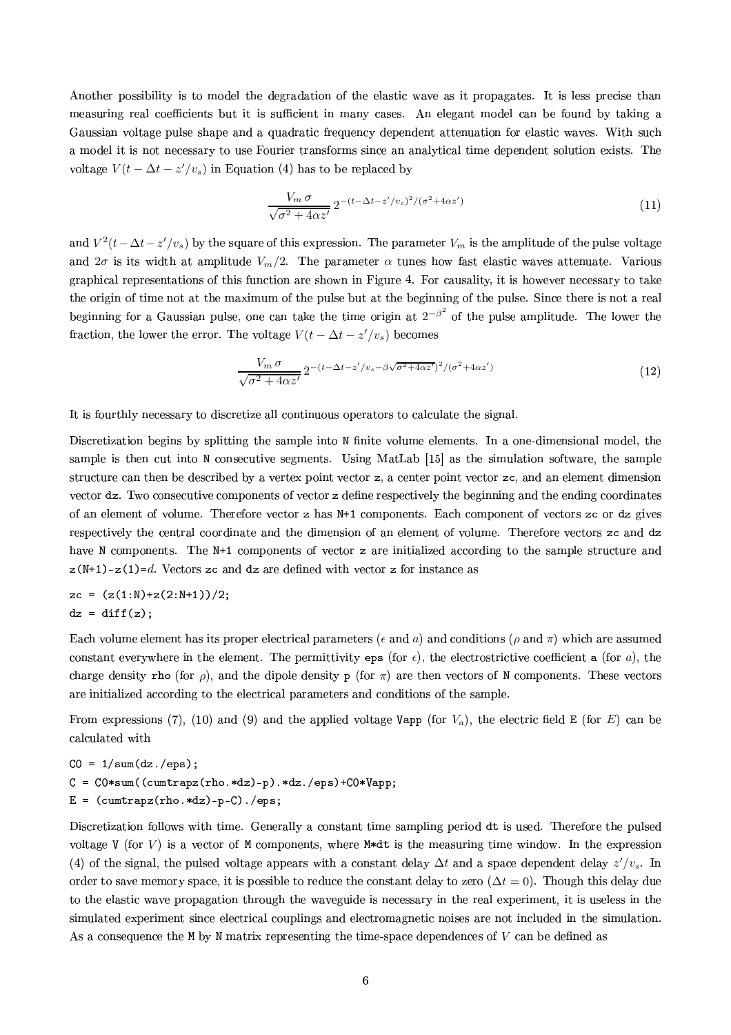Another possibility is to model the degradation of the elastic wave as it propagates. It is less precise than measuring real coefficients but it is sufficient in many cases. An elegant model can be found by taking a Gaussian voltage pulse shape and a quadratic frequency dependent attenuation for elastic waves. With such a model it is not necessary to use Fourier transforms since an analytical time dependent solution exists. The voltage $V(t - \Delta t - z'/v_s)$ in Equation (4) has to be replaced by

$$\frac{V_m\,\sigma}{\sqrt{\sigma^2 + 4\alpha z'}}\,2^{-(t-\Delta t-z'/v_s)^2/(\sigma^2+4\alpha z')} \tag{11}$$

and $V^2(t - \Delta t - z'/v_s)$ by the square of this expression. The parameter $V_m$ is the amplitude of the pulse voltage and $2\sigma$ is its width at amplitude $V_m/2$. The parameter $\alpha$ tunes how fast elastic waves attenuate. Various graphical representations of this function are shown in Figure 4. For causality, it is however necessary to take the origin of time not at the maximum of the pulse but at the beginning of the pulse. Since there is not a real beginning for a Gaussian pulse, one can take the time origin at $2^{-\beta^2}$ of the pulse amplitude. The lower the fraction, the lower the error. The voltage $V(t - \Delta t - z'/v_s)$ becomes

$$\frac{V_m\,\sigma}{\sqrt{\sigma^2 + 4\alpha z'}}\,2^{-(t-\Delta t-z'/v_s-\beta\sqrt{\sigma^2+4\alpha z'})^2/(\sigma^2+4\alpha z')} \tag{12}$$

It is fourthly necessary to discretize all continuous operators to calculate the signal.

Discretization begins by splitting the sample into N finite volume elements. In a one-dimensional model, the sample is then cut into N consecutive segments. Using MatLab [15] as the simulation software, the sample structure can then be described by a vertex point vector z, a center point vector zc, and an element dimension vector dz. Two consecutive components of vector z define respectively the beginning and the ending coordinates of an element of volume. Therefore vector z has N+1 components. Each component of vectors zc or dz gives respectively the central coordinate and the dimension of an element of volume. Therefore vectors zc and dz have N components. The N+1 components of vector z are initialized according to the sample structure and z(N+1)-z(1)=$d$. Vectors zc and dz are defined with vector z for instance as

```
zc = (z(1:N)+z(2:N+1))/2;
dz = diff(z);
```

Each volume element has its proper electrical parameters ($\epsilon$ and $a$) and conditions ($\rho$ and $\pi$) which are assumed constant everywhere in the element. The permittivity eps (for $\epsilon$), the electrostrictive coefficient a (for $a$), the charge density rho (for $\rho$), and the dipole density p (for $\pi$) are then vectors of N components. These vectors are initialized according to the electrical parameters and conditions of the sample.

From expressions (7), (10) and (9) and the applied voltage Vapp (for $V_a$), the electric field E (for $E$) can be calculated with

```
C0 = 1/sum(dz./eps);
C = C0*sum((cumtrapz(rho.*dz)-p).*dz./eps)+C0*Vapp;
E = (cumtrapz(rho.*dz)-p-C)./eps;
```

Discretization follows with time. Generally a constant time sampling period dt is used. Therefore the pulsed voltage V (for $V$) is a vector of M components, where M*dt is the measuring time window. In the expression (4) of the signal, the pulsed voltage appears with a constant delay $\Delta t$ and a space dependent delay $z'/v_s$. In order to save memory space, it is possible to reduce the constant delay to zero ($\Delta t = 0$). Though this delay due to the elastic wave propagation through the waveguide is necessary in the real experiment, it is useless in the simulated experiment since electrical couplings and electromagnetic noises are not included in the simulation. As a consequence the M by N matrix representing the time-space dependences of $V$ can be defined as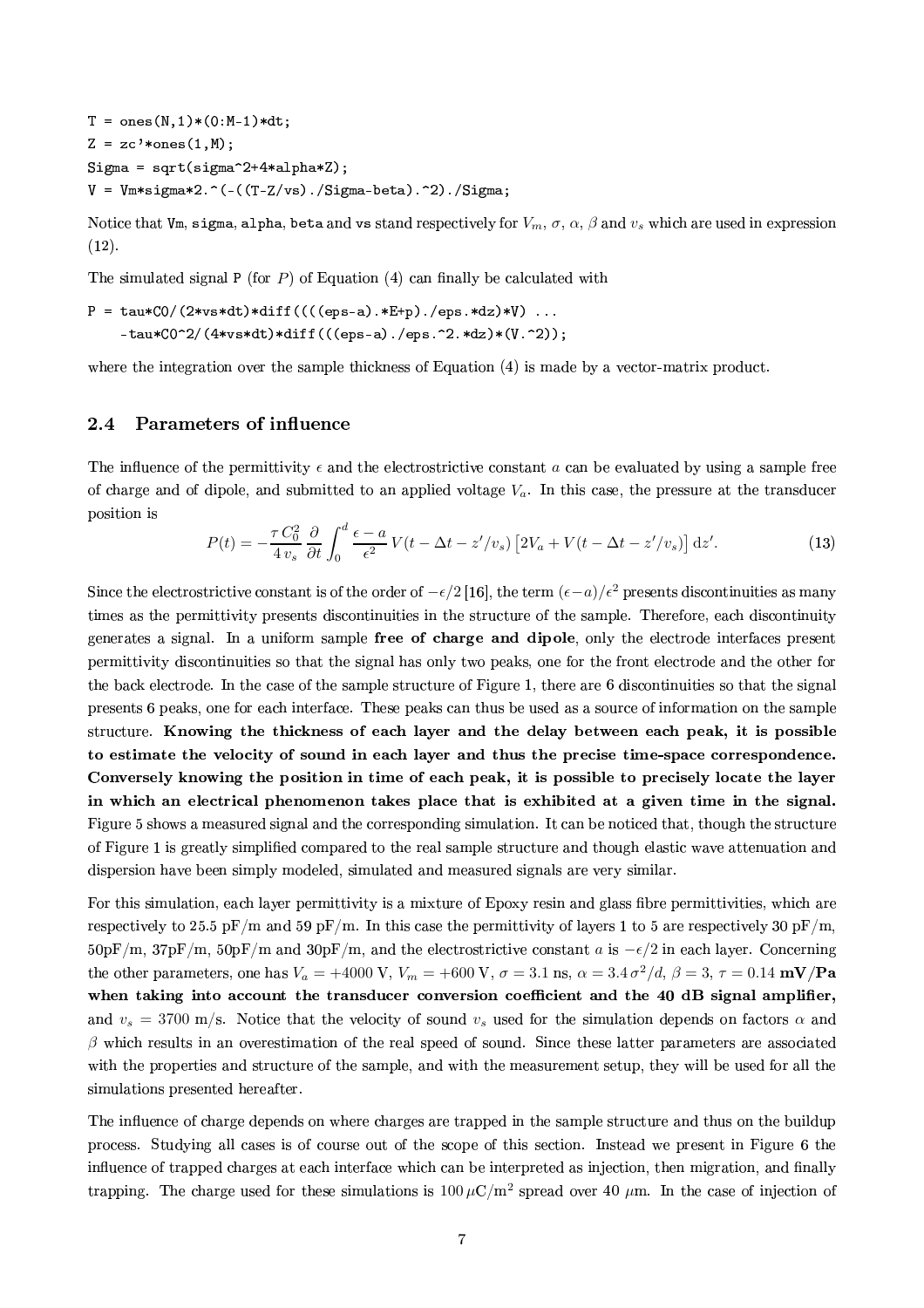```
T = ones(N,1)*(0:M-1)*dt;
Z = zc'*ones(1,M);
Sigma = sqrt(sigma^2+4*alpha*Z);
V = Vm*sigma*2.^(-((T-Z/vs)./Sigma-beta).^2)./Sigma;
```

Notice that `Vm`, `sigma`, `alpha`, `beta` and `vs` stand respectively for $V_m$, $\sigma$, $\alpha$, $\beta$ and $v_s$ which are used in expression (12).

The simulated signal `P` (for $P$) of Equation (4) can finally be calculated with

```
P = tau*C0/(2*vs*dt)*diff((((eps-a).*E+p)./eps.*dz)*V) ...
    -tau*C0^2/(4*vs*dt)*diff(((eps-a)./eps.^2.*dz)*(V.^2));
```

where the integration over the sample thickness of Equation (4) is made by a vector-matrix product.

### 2.4 Parameters of influence

The influence of the permittivity $\epsilon$ and the electrostrictive constant $a$ can be evaluated by using a sample free of charge and of dipole, and submitted to an applied voltage $V_a$. In this case, the pressure at the transducer position is

$$P(t) = -\frac{\tau\, C_0^2}{4\, v_s}\,\frac{\partial}{\partial t}\int_0^d \frac{\epsilon - a}{\epsilon^2}\, V(t - \Delta t - z'/v_s)\left[2V_a + V(t - \Delta t - z'/v_s)\right] \mathrm{d}z'. \tag{13}$$

Since the electrostrictive constant is of the order of $-\epsilon/2$ [16], the term $(\epsilon - a)/\epsilon^2$ presents discontinuities as many times as the permittivity presents discontinuities in the structure of the sample. Therefore, each discontinuity generates a signal. In a uniform sample **free of charge and dipole**, only the electrode interfaces present permittivity discontinuities so that the signal has only two peaks, one for the front electrode and the other for the back electrode. In the case of the sample structure of Figure 1, there are 6 discontinuities so that the signal presents 6 peaks, one for each interface. These peaks can thus be used as a source of information on the sample structure. **Knowing the thickness of each layer and the delay between each peak, it is possible to estimate the velocity of sound in each layer and thus the precise time-space correspondence. Conversely knowing the position in time of each peak, it is possible to precisely locate the layer in which an electrical phenomenon takes place that is exhibited at a given time in the signal.** Figure 5 shows a measured signal and the corresponding simulation. It can be noticed that, though the structure of Figure 1 is greatly simplified compared to the real sample structure and though elastic wave attenuation and dispersion have been simply modeled, simulated and measured signals are very similar.

For this simulation, each layer permittivity is a mixture of Epoxy resin and glass fibre permittivities, which are respectively to 25.5 pF/m and 59 pF/m. In this case the permittivity of layers 1 to 5 are respectively 30 pF/m, 50pF/m, 37pF/m, 50pF/m and 30pF/m, and the electrostrictive constant $a$ is $-\epsilon/2$ in each layer. Concerning the other parameters, one has $V_a = +4000$ V, $V_m = +600$ V, $\sigma = 3.1$ ns, $\alpha = 3.4\,\sigma^2/d$, $\beta = 3$, $\tau = 0.14$ **mV/Pa when taking into account the transducer conversion coefficient and the 40 dB signal amplifier,** and $v_s = 3700$ m/s. Notice that the velocity of sound $v_s$ used for the simulation depends on factors $\alpha$ and $\beta$ which results in an overestimation of the real speed of sound. Since these latter parameters are associated with the properties and structure of the sample, and with the measurement setup, they will be used for all the simulations presented hereafter.

The influence of charge depends on where charges are trapped in the sample structure and thus on the buildup process. Studying all cases is of course out of the scope of this section. Instead we present in Figure 6 the influence of trapped charges at each interface which can be interpreted as injection, then migration, and finally trapping. The charge used for these simulations is $100\,\mu$C/m$^2$ spread over 40 $\mu$m. In the case of injection of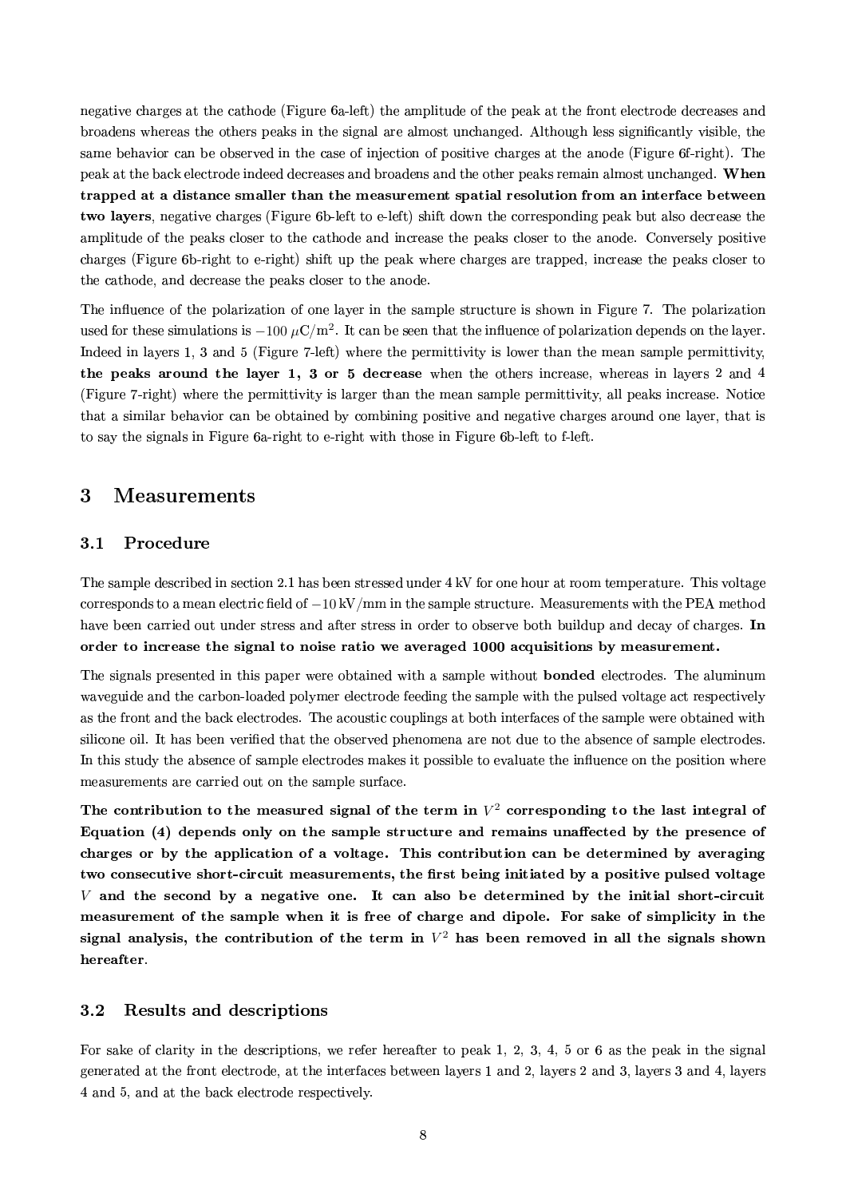negative charges at the cathode (Figure 6a-left) the amplitude of the peak at the front electrode decreases and broadens whereas the others peaks in the signal are almost unchanged. Although less significantly visible, the same behavior can be observed in the case of injection of positive charges at the anode (Figure 6f-right). The peak at the back electrode indeed decreases and broadens and the other peaks remain almost unchanged. **When trapped at a distance smaller than the measurement spatial resolution from an interface between two layers**, negative charges (Figure 6b-left to e-left) shift down the corresponding peak but also decrease the amplitude of the peaks closer to the cathode and increase the peaks closer to the anode. Conversely positive charges (Figure 6b-right to e-right) shift up the peak where charges are trapped, increase the peaks closer to the cathode, and decrease the peaks closer to the anode.

The influence of the polarization of one layer in the sample structure is shown in Figure 7. The polarization used for these simulations is $-100\ \mu\mathrm{C/m^2}$. It can be seen that the influence of polarization depends on the layer. Indeed in layers 1, 3 and 5 (Figure 7-left) where the permittivity is lower than the mean sample permittivity, **the peaks around the layer 1, 3 or 5 decrease** when the others increase, whereas in layers 2 and 4 (Figure 7-right) where the permittivity is larger than the mean sample permittivity, all peaks increase. Notice that a similar behavior can be obtained by combining positive and negative charges around one layer, that is to say the signals in Figure 6a-right to e-right with those in Figure 6b-left to f-left.

## 3 Measurements

### 3.1 Procedure

The sample described in section 2.1 has been stressed under 4 kV for one hour at room temperature. This voltage corresponds to a mean electric field of $-10\ \mathrm{kV/mm}$ in the sample structure. Measurements with the PEA method have been carried out under stress and after stress in order to observe both buildup and decay of charges. **In order to increase the signal to noise ratio we averaged 1000 acquisitions by measurement.**

The signals presented in this paper were obtained with a sample without **bonded** electrodes. The aluminum waveguide and the carbon-loaded polymer electrode feeding the sample with the pulsed voltage act respectively as the front and the back electrodes. The acoustic couplings at both interfaces of the sample were obtained with silicone oil. It has been verified that the observed phenomena are not due to the absence of sample electrodes. In this study the absence of sample electrodes makes it possible to evaluate the influence on the position where measurements are carried out on the sample surface.

**The contribution to the measured signal of the term in $V^2$ corresponding to the last integral of Equation (4) depends only on the sample structure and remains unaffected by the presence of charges or by the application of a voltage. This contribution can be determined by averaging two consecutive short-circuit measurements, the first being initiated by a positive pulsed voltage $V$ and the second by a negative one. It can also be determined by the initial short-circuit measurement of the sample when it is free of charge and dipole. For sake of simplicity in the signal analysis, the contribution of the term in $V^2$ has been removed in all the signals shown hereafter**.

### 3.2 Results and descriptions

For sake of clarity in the descriptions, we refer hereafter to peak 1, 2, 3, 4, 5 or 6 as the peak in the signal generated at the front electrode, at the interfaces between layers 1 and 2, layers 2 and 3, layers 3 and 4, layers 4 and 5, and at the back electrode respectively.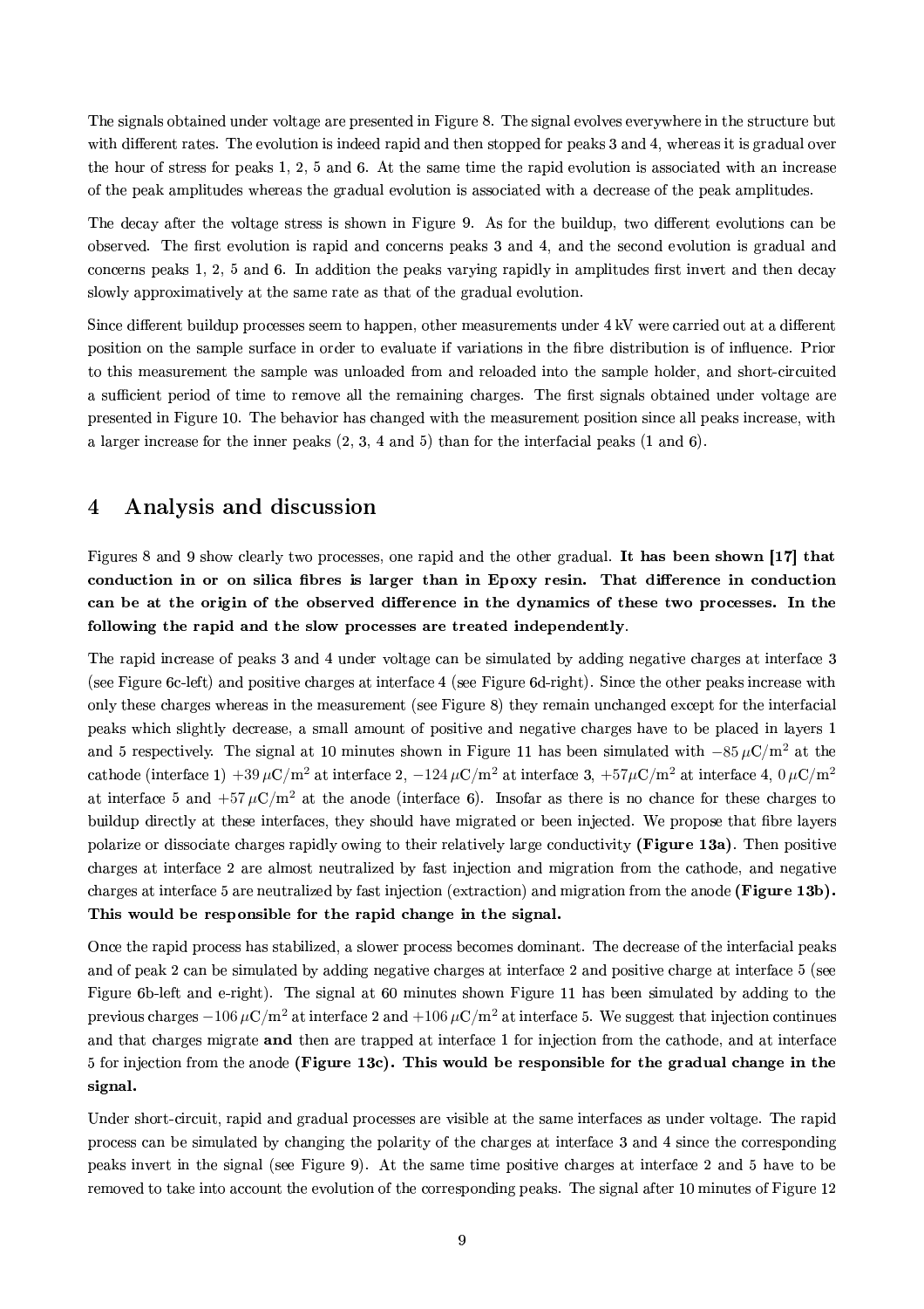The signals obtained under voltage are presented in Figure 8. The signal evolves everywhere in the structure but with different rates. The evolution is indeed rapid and then stopped for peaks 3 and 4, whereas it is gradual over the hour of stress for peaks 1, 2, 5 and 6. At the same time the rapid evolution is associated with an increase of the peak amplitudes whereas the gradual evolution is associated with a decrease of the peak amplitudes.

The decay after the voltage stress is shown in Figure 9. As for the buildup, two different evolutions can be observed. The first evolution is rapid and concerns peaks 3 and 4, and the second evolution is gradual and concerns peaks 1, 2, 5 and 6. In addition the peaks varying rapidly in amplitudes first invert and then decay slowly approximatively at the same rate as that of the gradual evolution.

Since different buildup processes seem to happen, other measurements under 4 kV were carried out at a different position on the sample surface in order to evaluate if variations in the fibre distribution is of influence. Prior to this measurement the sample was unloaded from and reloaded into the sample holder, and short-circuited a sufficient period of time to remove all the remaining charges. The first signals obtained under voltage are presented in Figure 10. The behavior has changed with the measurement position since all peaks increase, with a larger increase for the inner peaks (2, 3, 4 and 5) than for the interfacial peaks (1 and 6).

## 4 Analysis and discussion

Figures 8 and 9 show clearly two processes, one rapid and the other gradual. **It has been shown [17] that conduction in or on silica fibres is larger than in Epoxy resin. That difference in conduction can be at the origin of the observed difference in the dynamics of these two processes. In the following the rapid and the slow processes are treated independently**.

The rapid increase of peaks 3 and 4 under voltage can be simulated by adding negative charges at interface 3 (see Figure 6c-left) and positive charges at interface 4 (see Figure 6d-right). Since the other peaks increase with only these charges whereas in the measurement (see Figure 8) they remain unchanged except for the interfacial peaks which slightly decrease, a small amount of positive and negative charges have to be placed in layers 1 and 5 respectively. The signal at 10 minutes shown in Figure 11 has been simulated with $-85\,\mu\text{C/m}^2$ at the cathode (interface 1) $+39\,\mu\text{C/m}^2$ at interface 2, $-124\,\mu\text{C/m}^2$ at interface 3, $+57\mu\text{C/m}^2$ at interface 4, $0\,\mu\text{C/m}^2$ at interface 5 and $+57\,\mu\text{C/m}^2$ at the anode (interface 6). Insofar as there is no chance for these charges to buildup directly at these interfaces, they should have migrated or been injected. We propose that fibre layers polarize or dissociate charges rapidly owing to their relatively large conductivity **(Figure 13a)**. Then positive charges at interface 2 are almost neutralized by fast injection and migration from the cathode, and negative charges at interface 5 are neutralized by fast injection (extraction) and migration from the anode **(Figure 13b). This would be responsible for the rapid change in the signal.**

Once the rapid process has stabilized, a slower process becomes dominant. The decrease of the interfacial peaks and of peak 2 can be simulated by adding negative charges at interface 2 and positive charge at interface 5 (see Figure 6b-left and e-right). The signal at 60 minutes shown Figure 11 has been simulated by adding to the previous charges $-106\,\mu\text{C/m}^2$ at interface 2 and $+106\,\mu\text{C/m}^2$ at interface 5. We suggest that injection continues and that charges migrate **and** then are trapped at interface 1 for injection from the cathode, and at interface 5 for injection from the anode **(Figure 13c). This would be responsible for the gradual change in the signal.**

Under short-circuit, rapid and gradual processes are visible at the same interfaces as under voltage. The rapid process can be simulated by changing the polarity of the charges at interface 3 and 4 since the corresponding peaks invert in the signal (see Figure 9). At the same time positive charges at interface 2 and 5 have to be removed to take into account the evolution of the corresponding peaks. The signal after 10 minutes of Figure 12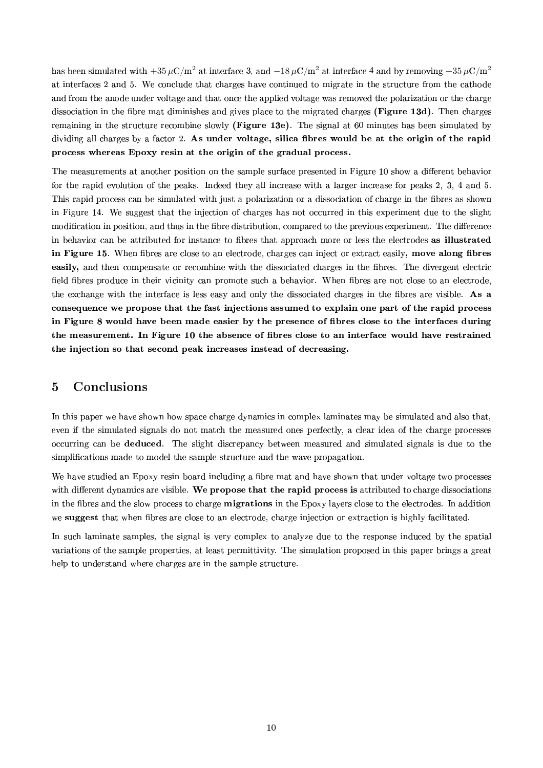has been simulated with $+35\,\mu\text{C/m}^2$ at interface 3, and $-18\,\mu\text{C/m}^2$ at interface 4 and by removing $+35\,\mu\text{C/m}^2$ at interfaces 2 and 5. We conclude that charges have continued to migrate in the structure from the cathode and from the anode under voltage and that once the applied voltage was removed the polarization or the charge dissociation in the fibre mat diminishes and gives place to the migrated charges **(Figure 13d)**. Then charges remaining in the structure recombine slowly **(Figure 13e)**. The signal at 60 minutes has been simulated by dividing all charges by a factor 2. **As under voltage, silica fibres would be at the origin of the rapid process whereas Epoxy resin at the origin of the gradual process.**

The measurements at another position on the sample surface presented in Figure 10 show a different behavior for the rapid evolution of the peaks. Indeed they all increase with a larger increase for peaks 2, 3, 4 and 5. This rapid process can be simulated with just a polarization or a dissociation of charge in the fibres as shown in Figure 14. We suggest that the injection of charges has not occurred in this experiment due to the slight modification in position, and thus in the fibre distribution, compared to the previous experiment. The difference in behavior can be attributed for instance to fibres that approach more or less the electrodes **as illustrated in Figure 15**. When fibres are close to an electrode, charges can inject or extract easily**, move along fibres easily,** and then compensate or recombine with the dissociated charges in the fibres. The divergent electric field fibres produce in their vicinity can promote such a behavior. When fibres are not close to an electrode, the exchange with the interface is less easy and only the dissociated charges in the fibres are visible. **As a consequence we propose that the fast injections assumed to explain one part of the rapid process in Figure 8 would have been made easier by the presence of fibres close to the interfaces during the measurement. In Figure 10 the absence of fibres close to an interface would have restrained the injection so that second peak increases instead of decreasing.**

## 5 Conclusions

In this paper we have shown how space charge dynamics in complex laminates may be simulated and also that, even if the simulated signals do not match the measured ones perfectly, a clear idea of the charge processes occurring can be **deduced**. The slight discrepancy between measured and simulated signals is due to the simplifications made to model the sample structure and the wave propagation.

We have studied an Epoxy resin board including a fibre mat and have shown that under voltage two processes with different dynamics are visible. **We propose that the rapid process is** attributed to charge dissociations in the fibres and the slow process to charge **migrations** in the Epoxy layers close to the electrodes. In addition we **suggest** that when fibres are close to an electrode, charge injection or extraction is highly facilitated.

In such laminate samples, the signal is very complex to analyze due to the response induced by the spatial variations of the sample properties, at least permittivity. The simulation proposed in this paper brings a great help to understand where charges are in the sample structure.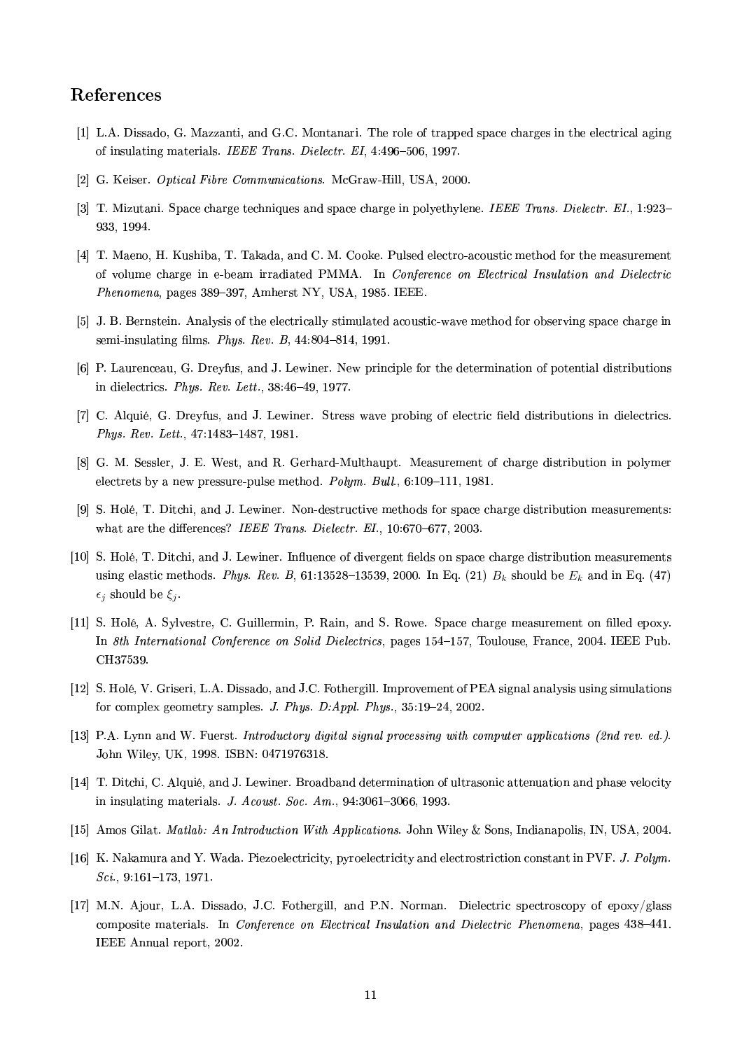## References

[1] L.A. Dissado, G. Mazzanti, and G.C. Montanari. The role of trapped space charges in the electrical aging of insulating materials. *IEEE Trans. Dielectr. EI*, 4:496–506, 1997.

[2] G. Keiser. *Optical Fibre Communications*. McGraw-Hill, USA, 2000.

[3] T. Mizutani. Space charge techniques and space charge in polyethylene. *IEEE Trans. Dielectr. EI.*, 1:923–933, 1994.

[4] T. Maeno, H. Kushiba, T. Takada, and C. M. Cooke. Pulsed electro-acoustic method for the measurement of volume charge in e-beam irradiated PMMA. In *Conference on Electrical Insulation and Dielectric Phenomena*, pages 389–397, Amherst NY, USA, 1985. IEEE.

[5] J. B. Bernstein. Analysis of the electrically stimulated acoustic-wave method for observing space charge in semi-insulating films. *Phys. Rev. B*, 44:804–814, 1991.

[6] P. Laurenceau, G. Dreyfus, and J. Lewiner. New principle for the determination of potential distributions in dielectrics. *Phys. Rev. Lett.*, 38:46–49, 1977.

[7] C. Alquié, G. Dreyfus, and J. Lewiner. Stress wave probing of electric field distributions in dielectrics. *Phys. Rev. Lett.*, 47:1483–1487, 1981.

[8] G. M. Sessler, J. E. West, and R. Gerhard-Multhaupt. Measurement of charge distribution in polymer electrets by a new pressure-pulse method. *Polym. Bull.*, 6:109–111, 1981.

[9] S. Holé, T. Ditchi, and J. Lewiner. Non-destructive methods for space charge distribution measurements: what are the differences? *IEEE Trans. Dielectr. EI.*, 10:670–677, 2003.

[10] S. Holé, T. Ditchi, and J. Lewiner. Influence of divergent fields on space charge distribution measurements using elastic methods. *Phys. Rev. B*, 61:13528–13539, 2000. In Eq. (21) $B_k$ should be $E_k$ and in Eq. (47) $\epsilon_j$ should be $\xi_j$.

[11] S. Holé, A. Sylvestre, C. Guillermin, P. Rain, and S. Rowe. Space charge measurement on filled epoxy. In *8th International Conference on Solid Dielectrics*, pages 154–157, Toulouse, France, 2004. IEEE Pub. CH37539.

[12] S. Holé, V. Griseri, L.A. Dissado, and J.C. Fothergill. Improvement of PEA signal analysis using simulations for complex geometry samples. *J. Phys. D:Appl. Phys.*, 35:19–24, 2002.

[13] P.A. Lynn and W. Fuerst. *Introductory digital signal processing with computer applications (2nd rev. ed.)*. John Wiley, UK, 1998. ISBN: 0471976318.

[14] T. Ditchi, C. Alquié, and J. Lewiner. Broadband determination of ultrasonic attenuation and phase velocity in insulating materials. *J. Acoust. Soc. Am.*, 94:3061–3066, 1993.

[15] Amos Gilat. *Matlab: An Introduction With Applications*. John Wiley & Sons, Indianapolis, IN, USA, 2004.

[16] K. Nakamura and Y. Wada. Piezoelectricity, pyroelectricity and electrostriction constant in PVF. *J. Polym. Sci.*, 9:161–173, 1971.

[17] M.N. Ajour, L.A. Dissado, J.C. Fothergill, and P.N. Norman. Dielectric spectroscopy of epoxy/glass composite materials. In *Conference on Electrical Insulation and Dielectric Phenomena*, pages 438–441. IEEE Annual report, 2002.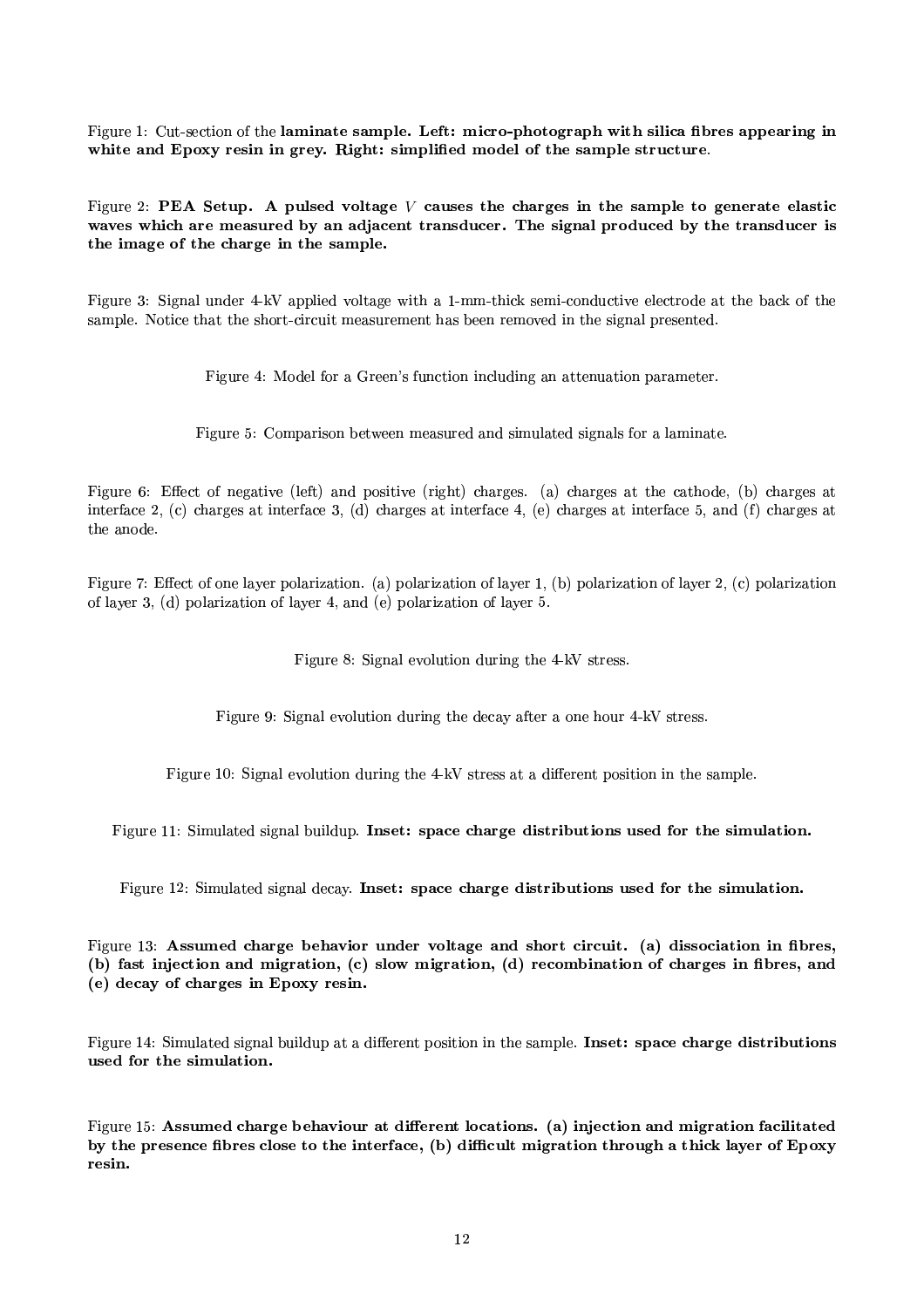Figure 1: Cut-section of the **laminate sample. Left: micro-photograph with silica fibres appearing in white and Epoxy resin in grey. Right: simplified model of the sample structure**.

Figure 2: **PEA Setup. A pulsed voltage $V$ causes the charges in the sample to generate elastic waves which are measured by an adjacent transducer. The signal produced by the transducer is the image of the charge in the sample.**

Figure 3: Signal under 4-kV applied voltage with a 1-mm-thick semi-conductive electrode at the back of the sample. Notice that the short-circuit measurement has been removed in the signal presented.

Figure 4: Model for a Green's function including an attenuation parameter.

Figure 5: Comparison between measured and simulated signals for a laminate.

Figure 6: Effect of negative (left) and positive (right) charges. (a) charges at the cathode, (b) charges at interface 2, (c) charges at interface 3, (d) charges at interface 4, (e) charges at interface 5, and (f) charges at the anode.

Figure 7: Effect of one layer polarization. (a) polarization of layer 1, (b) polarization of layer 2, (c) polarization of layer 3, (d) polarization of layer 4, and (e) polarization of layer 5.

Figure 8: Signal evolution during the 4-kV stress.

Figure 9: Signal evolution during the decay after a one hour 4-kV stress.

Figure 10: Signal evolution during the 4-kV stress at a different position in the sample.

Figure 11: Simulated signal buildup. **Inset: space charge distributions used for the simulation.**

Figure 12: Simulated signal decay. **Inset: space charge distributions used for the simulation.**

Figure 13: **Assumed charge behavior under voltage and short circuit. (a) dissociation in fibres, (b) fast injection and migration, (c) slow migration, (d) recombination of charges in fibres, and (e) decay of charges in Epoxy resin.**

Figure 14: Simulated signal buildup at a different position in the sample. **Inset: space charge distributions used for the simulation.**

Figure 15: **Assumed charge behaviour at different locations. (a) injection and migration facilitated by the presence fibres close to the interface, (b) difficult migration through a thick layer of Epoxy resin.**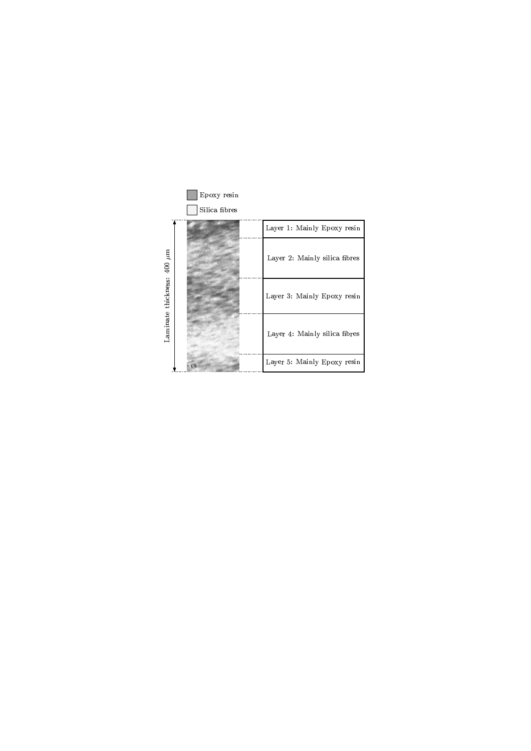Epoxy resin

Silica fibres

Laminate thickness: 400 $\mu m$

| Layer 1: Mainly Epoxy resin |
| --- |
| Layer 2: Mainly silica fibres |
| Layer 3: Mainly Epoxy resin |
| Layer 4: Mainly silica fibres |
| Layer 5: Mainly Epoxy resin |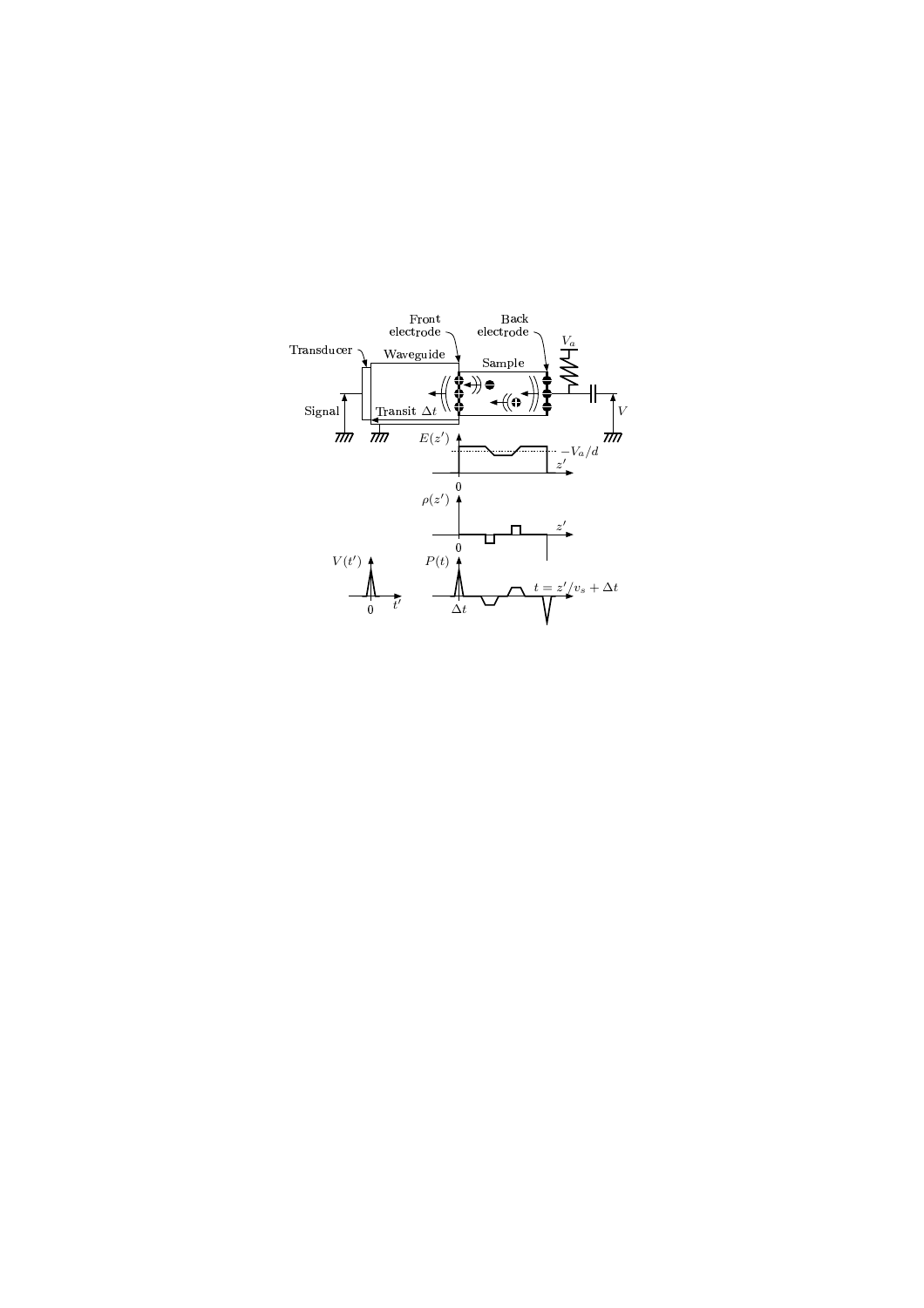Front electrode

Back electrode

Transducer

Waveguide

Sample

$V_a$

Signal

Transit $\Delta t$

$V$

$E(z')$

$-V_a/d$

$z'$

0

$\rho(z')$

$z'$

0

$V(t')$

0

$t'$

$P(t)$

$\Delta t$

$t = z'/v_s + \Delta t$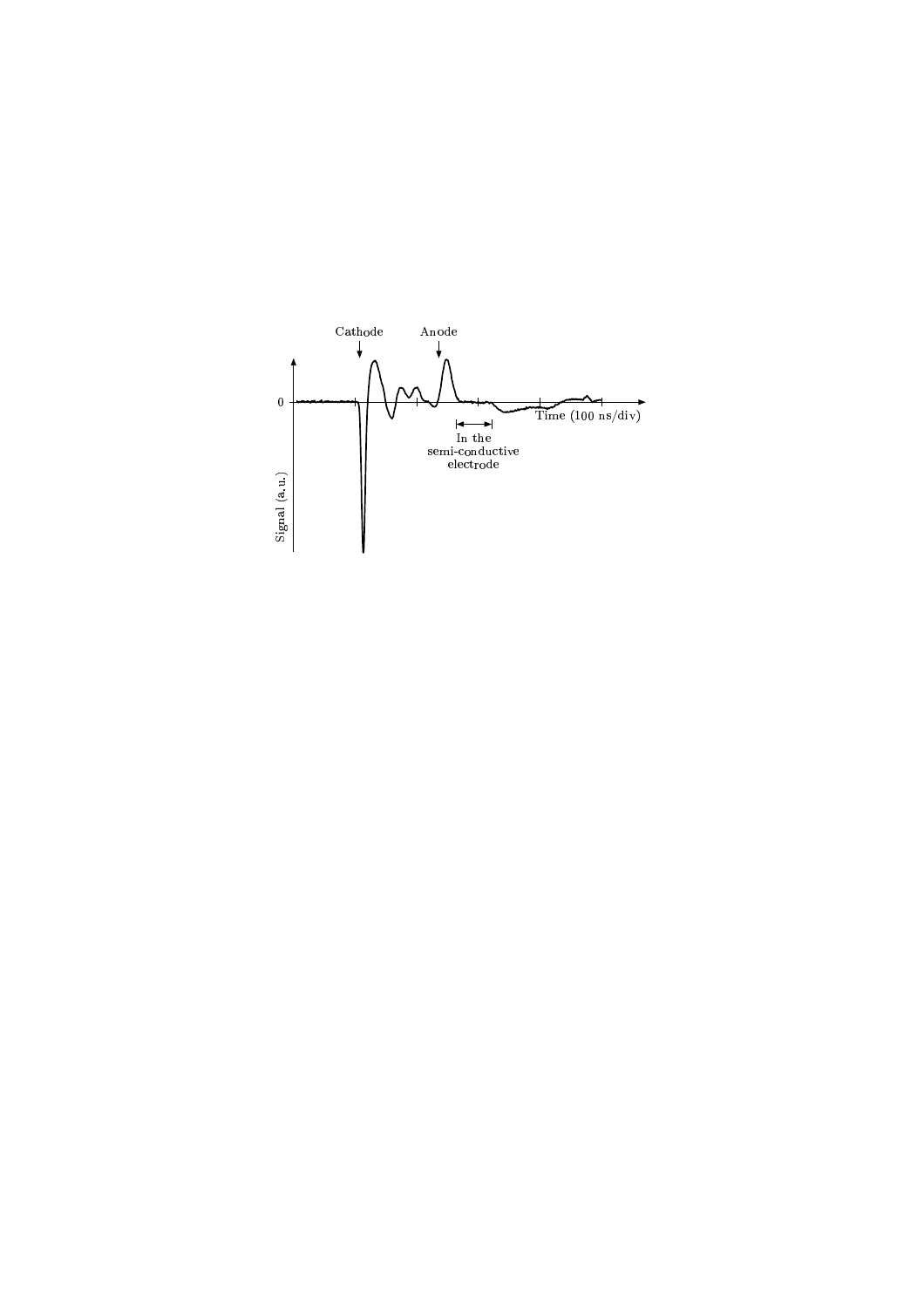Cathode

Anode

0

Time (100 ns/div)

In the semi-conductive electrode

Signal (a.u.)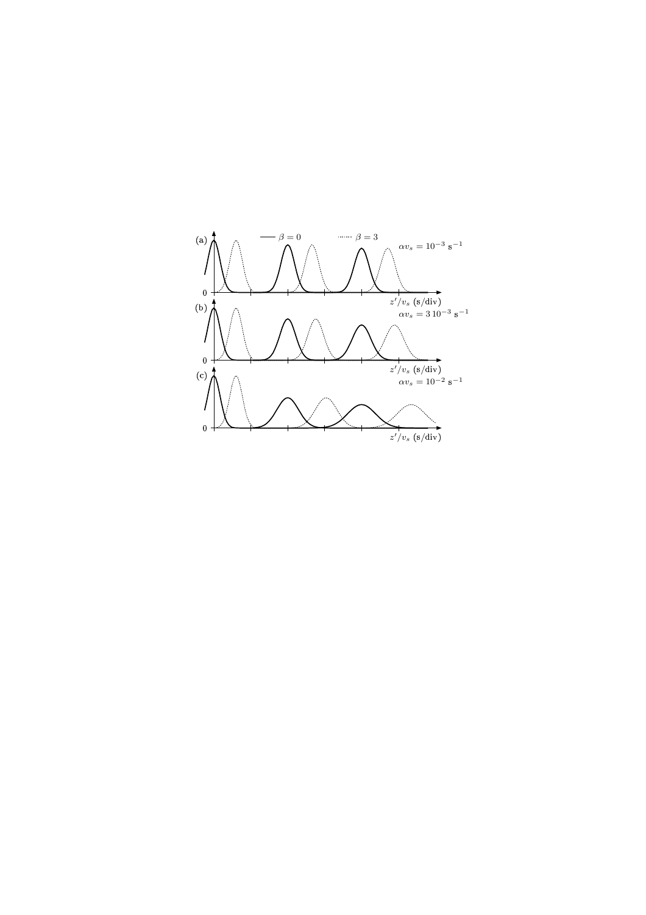(a) — $\beta = 0$ ····· $\beta = 3$ $\alpha v_s = 10^{-3}$ s$^{-1}$

$z'/v_s$ (s/div)

(b) $\alpha v_s = 3\,10^{-3}$ s$^{-1}$

$z'/v_s$ (s/div)

(c) $\alpha v_s = 10^{-2}$ s$^{-1}$

$z'/v_s$ (s/div)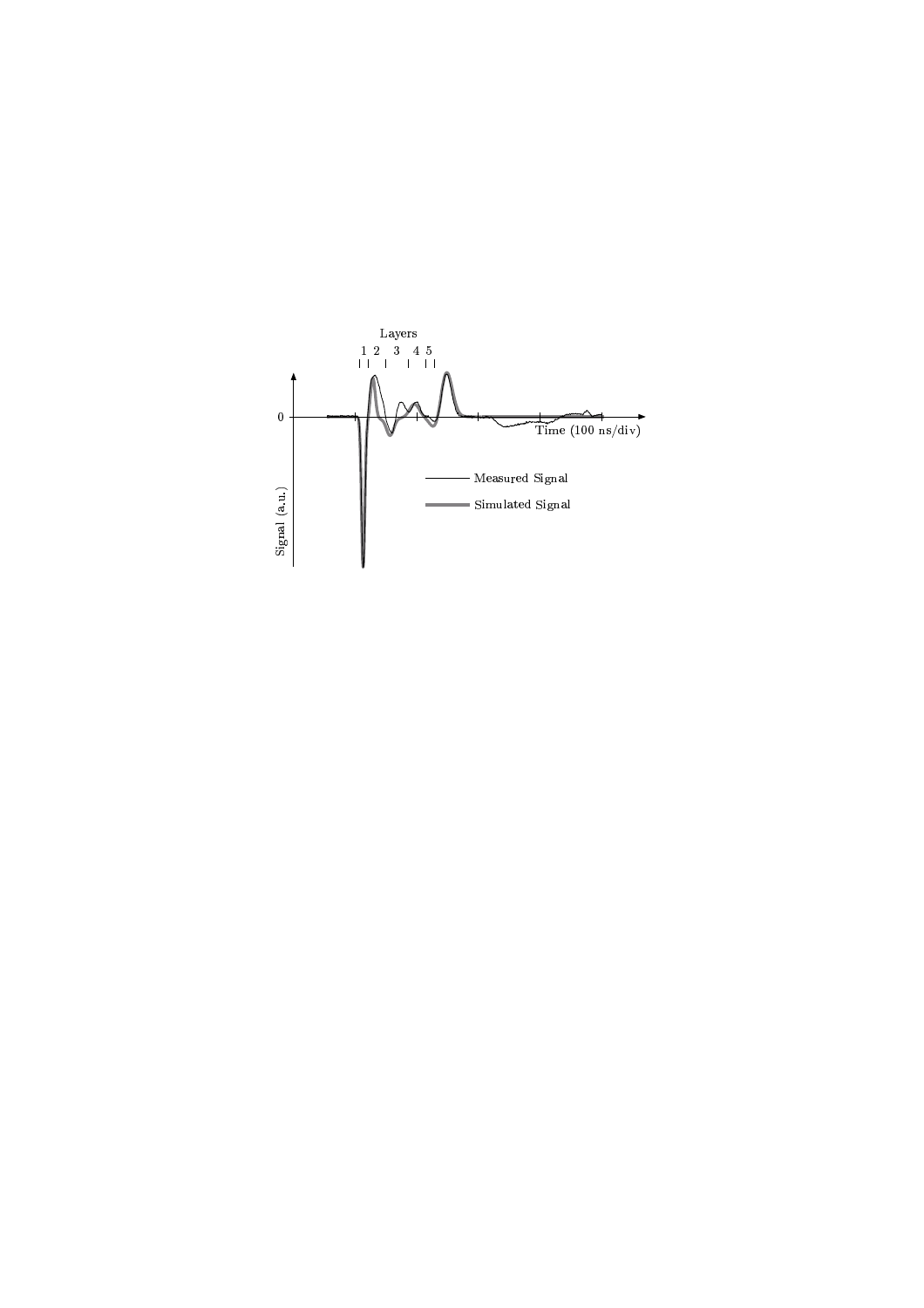Layers

1 2 3 4 5

0

Time (100 ns/div)

Signal (a.u.)

Measured Signal

Simulated Signal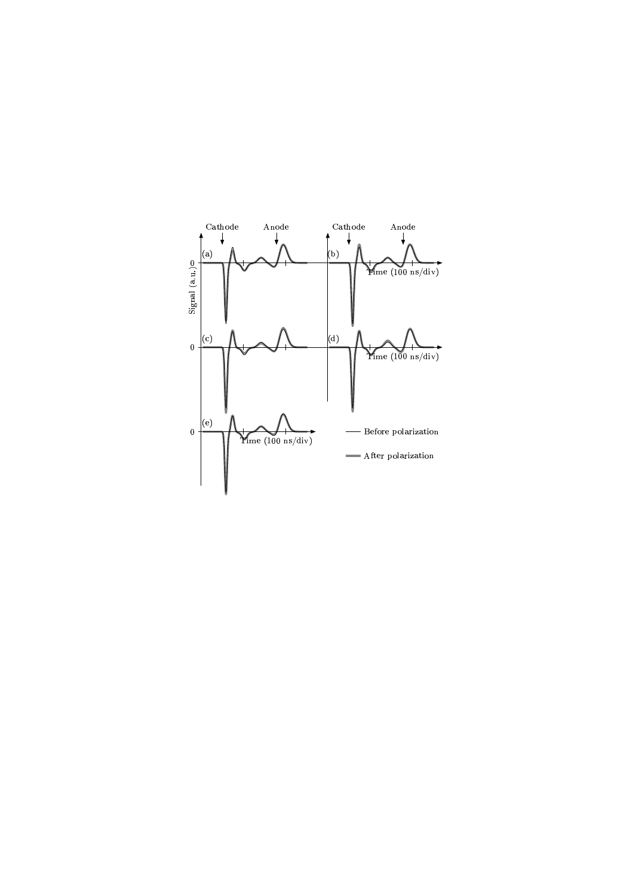Cathode Anode Cathode Anode

(a) (b) (c) (d) (e)

Signal (a.u.)

Time (100 ns/div)

Before polarization

After polarization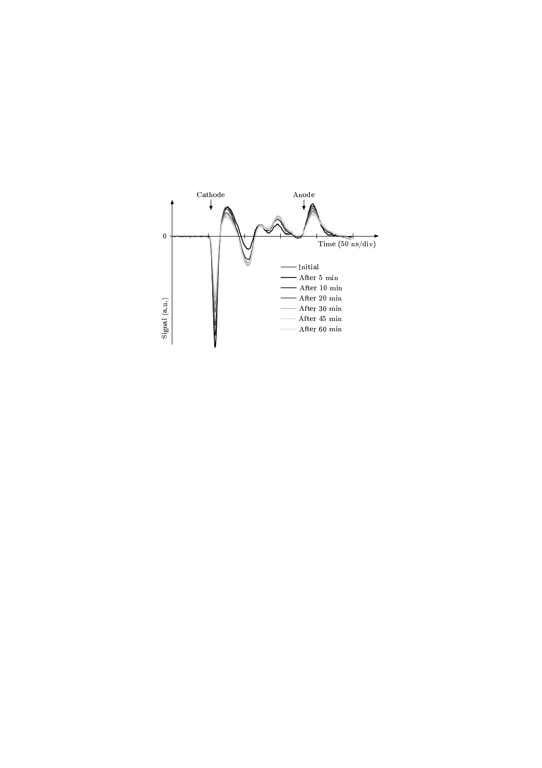Cathode

Anode

0

Time (50 ns/div)

Signal (a.u.)

Initial
After 5 min
After 10 min
After 20 min
After 30 min
After 45 min
After 60 min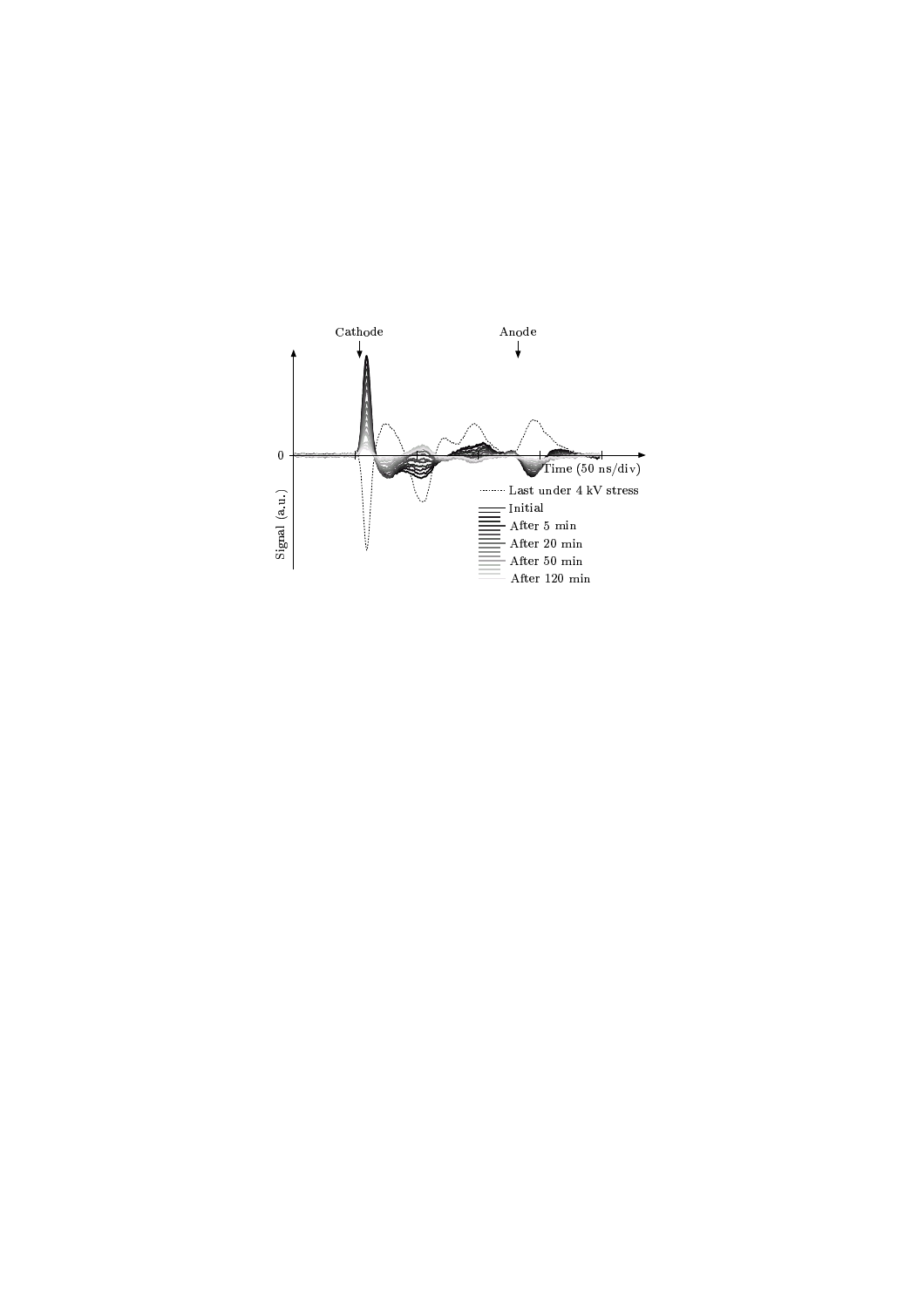Cathode

Anode

Signal (a.u.)

0

Time (50 ns/div)

Last under 4 kV stress

Initial

After 5 min

After 20 min

After 50 min

After 120 min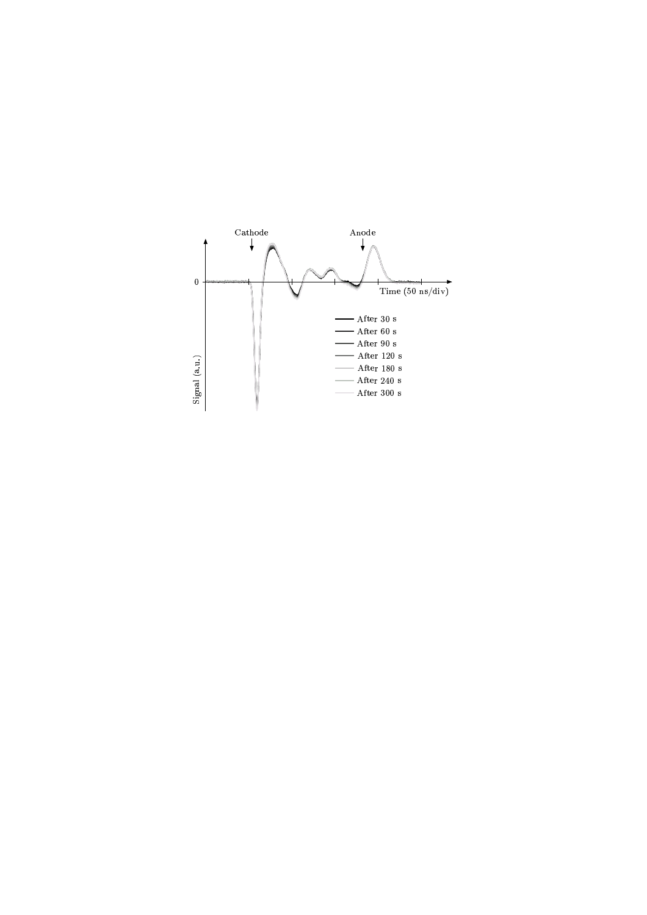Cathode

Anode

0

Time (50 ns/div)

Signal (a.u.)

After 30 s
After 60 s
After 90 s
After 120 s
After 180 s
After 240 s
After 300 s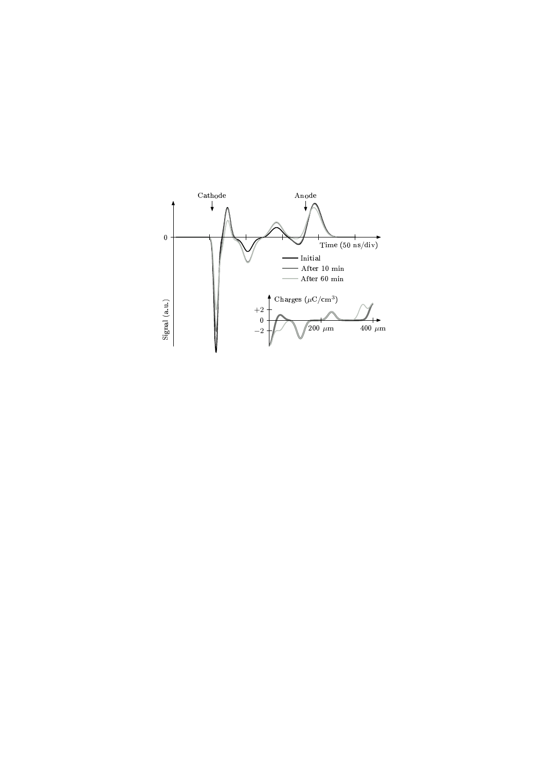Cathode

Anode

0

Time (50 ns/div)

Signal (a.u.)

Initial

After 10 min

After 60 min

Charges ($\mu$C/cm$^3$)

+2

0

−2

200 $\mu$m

400 $\mu$m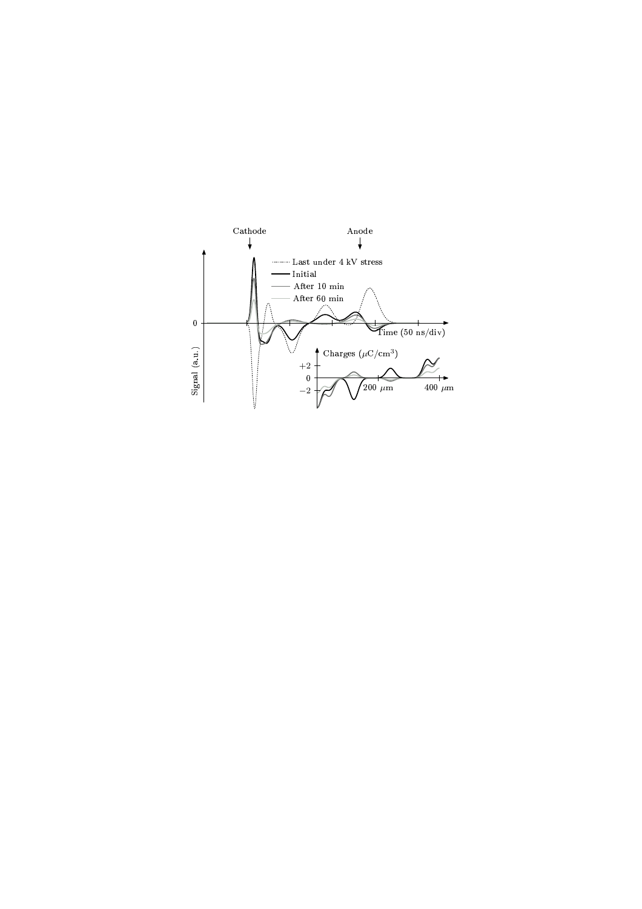Cathode

Anode

Last under 4 kV stress

Initial

After 10 min

After 60 min

0

Time (50 ns/div)

Signal (a.u.)

Charges ($\mu$C/cm$^3$)

+2

0

−2

200 $\mu$m

400 $\mu$m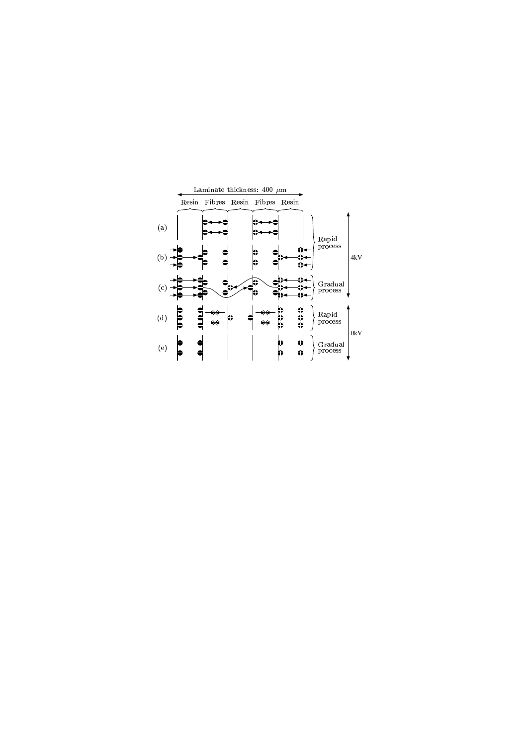Laminate thickness: 400 $\mu$m

Resin Fibres Resin Fibres Resin

(a)

(b)

(c)

(d)

(e)

Rapid process

Gradual process

Rapid process

Gradual process

4kV

0kV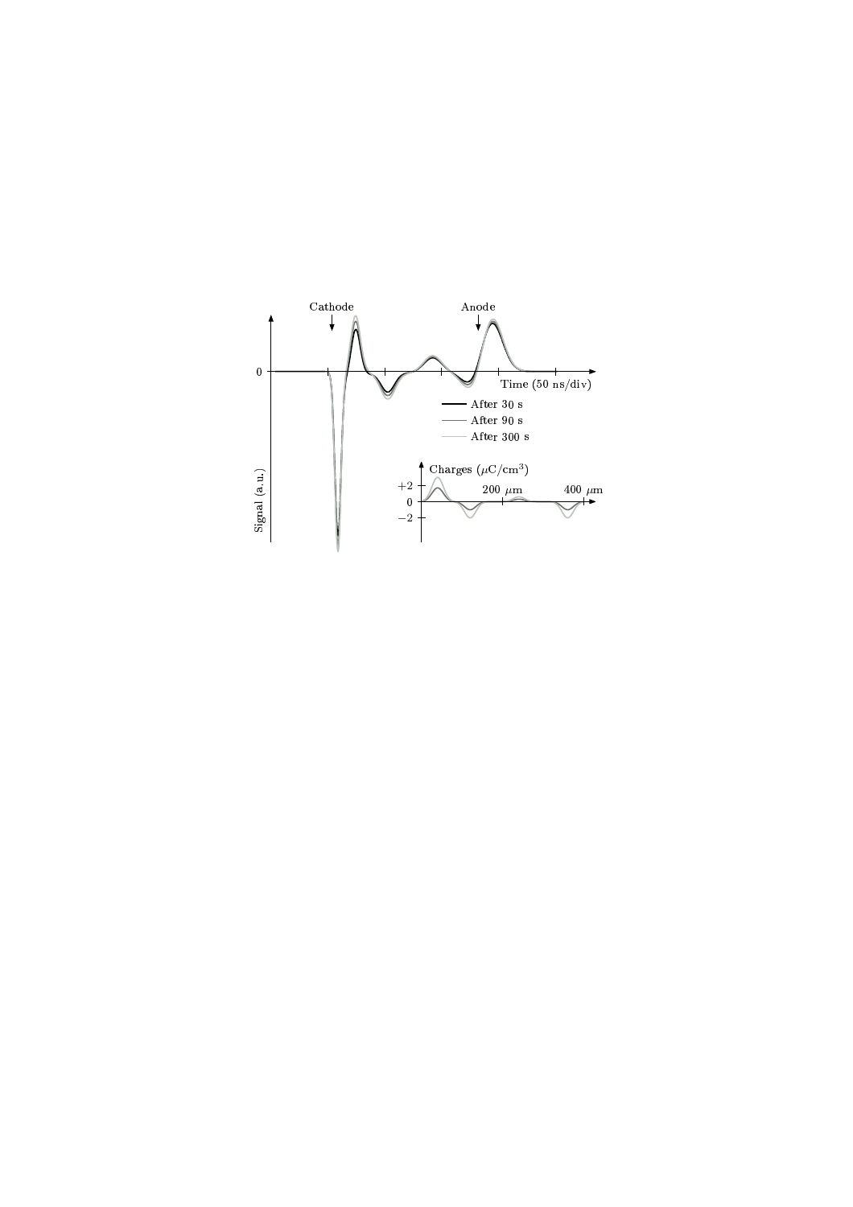Cathode

Anode

0

Time (50 ns/div)

After 30 s

After 90 s

After 300 s

Signal (a.u.)

Charges ($\mu$C/cm$^3$)

+2

0

−2

200 $\mu$m

400 $\mu$m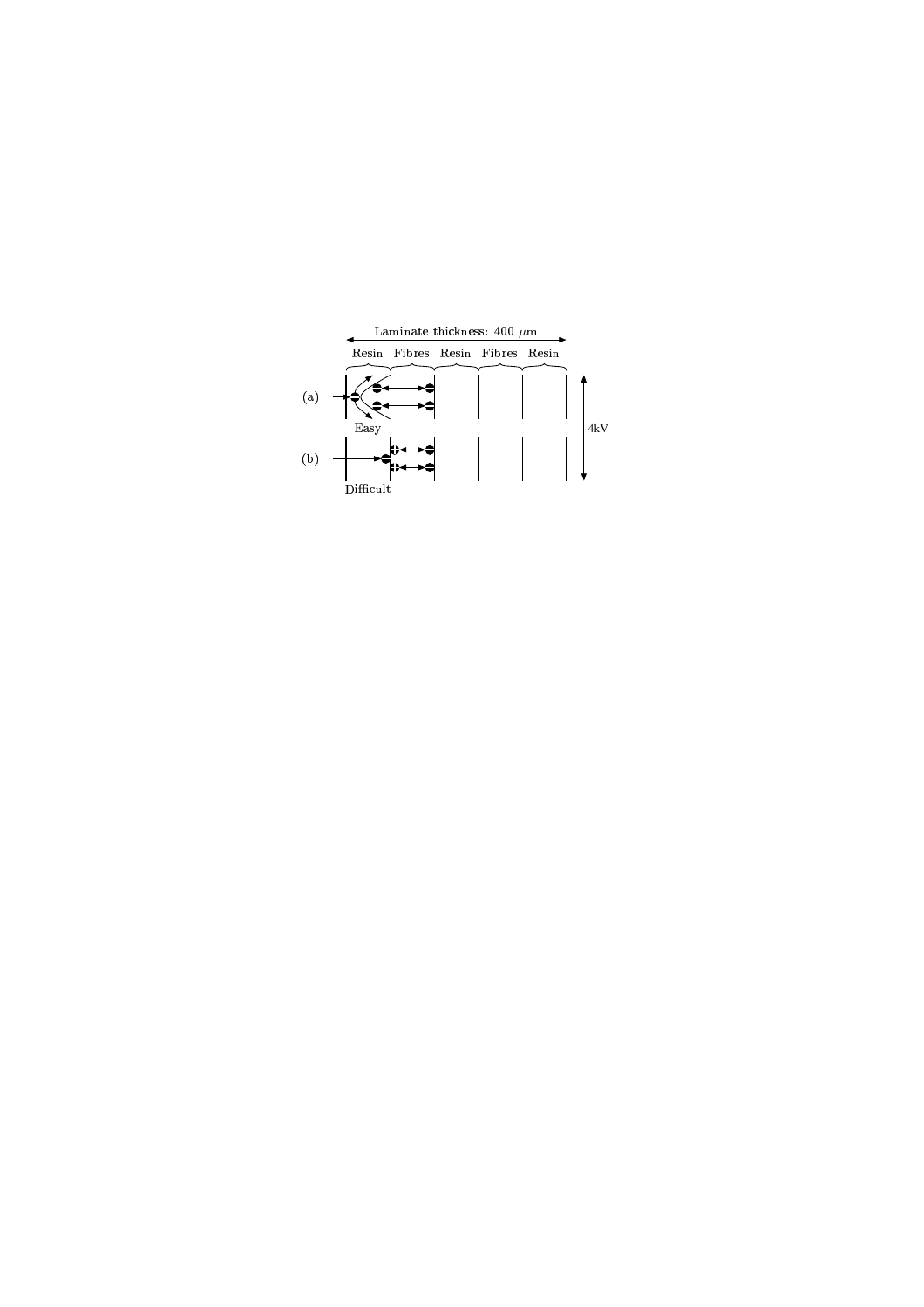Laminate thickness: 400 $\mu$m

Resin Fibres Resin Fibres Resin

(a)

Easy

(b)

Difficult

4kV